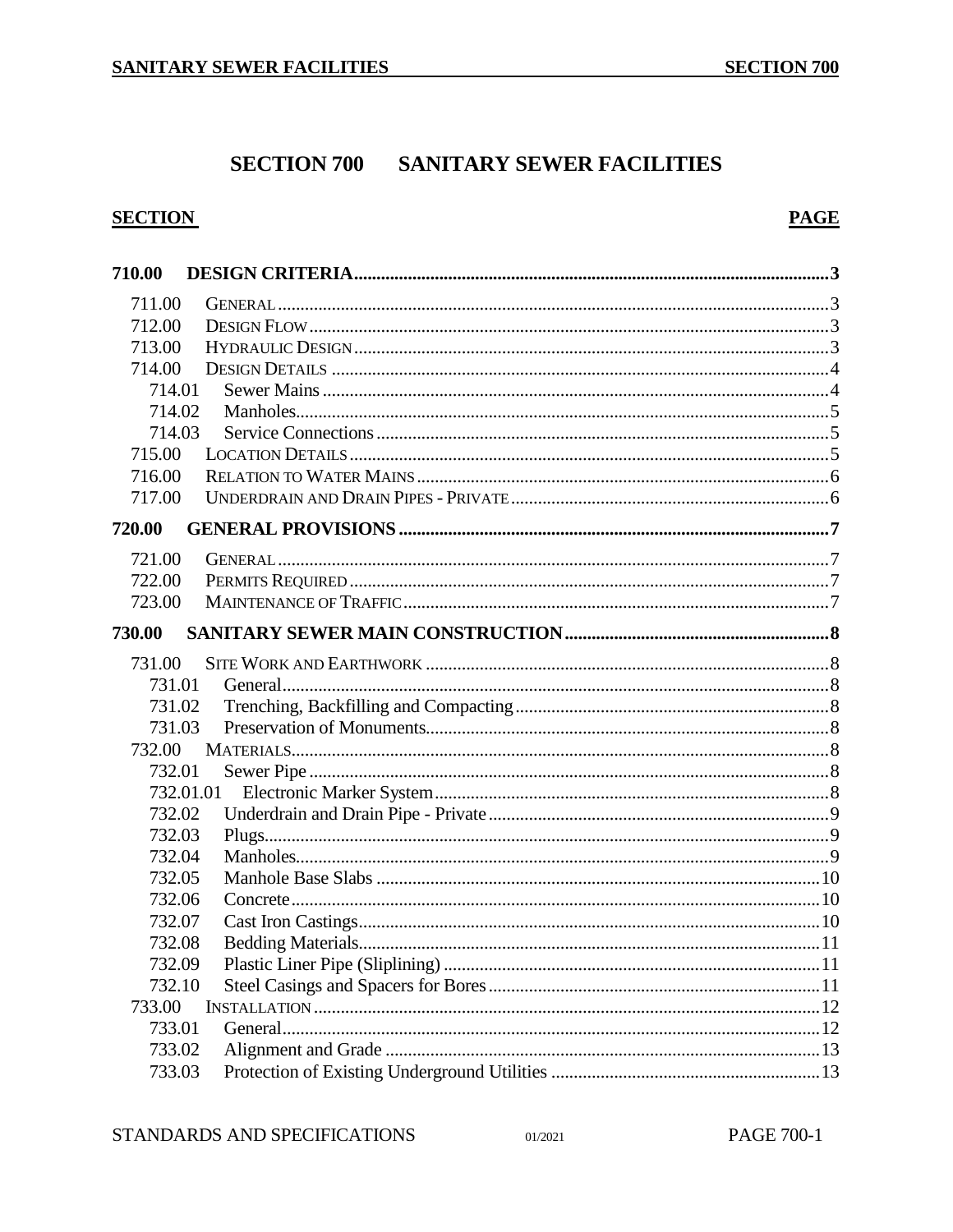# SECTION 700 SANITARY SEWER FACILITIES

| SECTION | | PAGE |
|---|---|---|
| **710.00** | **DESIGN CRITERIA** | **3** |
| 711.00 | GENERAL | 3 |
| 712.00 | DESIGN FLOW | 3 |
| 713.00 | HYDRAULIC DESIGN | 3 |
| 714.00 | DESIGN DETAILS | 4 |
| 714.01 | Sewer Mains | 4 |
| 714.02 | Manholes | 5 |
| 714.03 | Service Connections | 5 |
| 715.00 | LOCATION DETAILS | 5 |
| 716.00 | RELATION TO WATER MAINS | 6 |
| 717.00 | UNDERDRAIN AND DRAIN PIPES - PRIVATE | 6 |
| **720.00** | **GENERAL PROVISIONS** | **7** |
| 721.00 | GENERAL | 7 |
| 722.00 | PERMITS REQUIRED | 7 |
| 723.00 | MAINTENANCE OF TRAFFIC | 7 |
| **730.00** | **SANITARY SEWER MAIN CONSTRUCTION** | **8** |
| 731.00 | SITE WORK AND EARTHWORK | 8 |
| 731.01 | General | 8 |
| 731.02 | Trenching, Backfilling and Compacting | 8 |
| 731.03 | Preservation of Monuments | 8 |
| 732.00 | MATERIALS | 8 |
| 732.01 | Sewer Pipe | 8 |
| 732.01.01 | Electronic Marker System | 8 |
| 732.02 | Underdrain and Drain Pipe - Private | 9 |
| 732.03 | Plugs | 9 |
| 732.04 | Manholes | 9 |
| 732.05 | Manhole Base Slabs | 10 |
| 732.06 | Concrete | 10 |
| 732.07 | Cast Iron Castings | 10 |
| 732.08 | Bedding Materials | 11 |
| 732.09 | Plastic Liner Pipe (Sliplining) | 11 |
| 732.10 | Steel Casings and Spacers for Bores | 11 |
| 733.00 | INSTALLATION | 12 |
| 733.01 | General | 12 |
| 733.02 | Alignment and Grade | 13 |
| 733.03 | Protection of Existing Underground Utilities | 13 |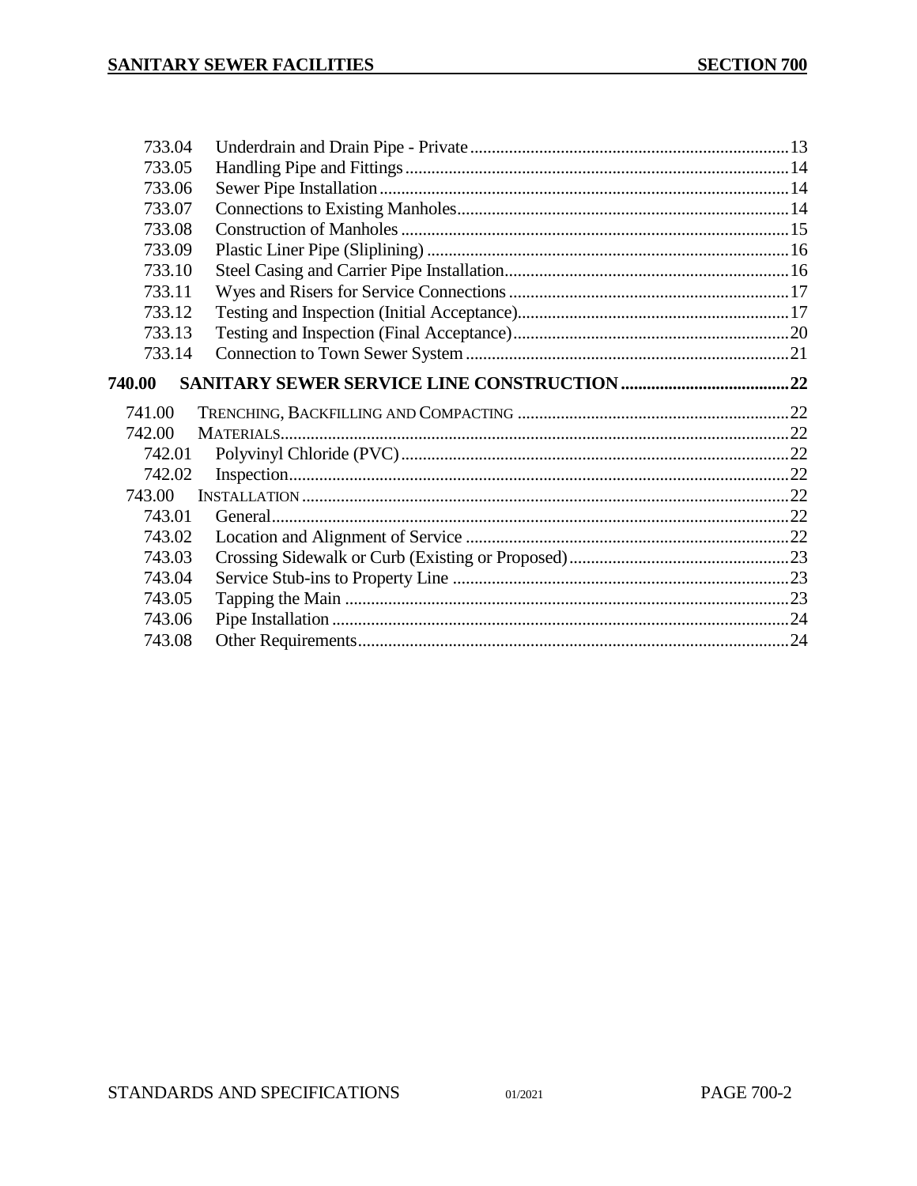| | | |
|---|---|---|
| 733.04 | Underdrain and Drain Pipe - Private | 13 |
| 733.05 | Handling Pipe and Fittings | 14 |
| 733.06 | Sewer Pipe Installation | 14 |
| 733.07 | Connections to Existing Manholes | 14 |
| 733.08 | Construction of Manholes | 15 |
| 733.09 | Plastic Liner Pipe (Sliplining) | 16 |
| 733.10 | Steel Casing and Carrier Pipe Installation | 16 |
| 733.11 | Wyes and Risers for Service Connections | 17 |
| 733.12 | Testing and Inspection (Initial Acceptance) | 17 |
| 733.13 | Testing and Inspection (Final Acceptance) | 20 |
| 733.14 | Connection to Town Sewer System | 21 |
| **740.00** | **SANITARY SEWER SERVICE LINE CONSTRUCTION** | **22** |
| 741.00 | TRENCHING, BACKFILLING AND COMPACTING | 22 |
| 742.00 | MATERIALS | 22 |
| 742.01 | Polyvinyl Chloride (PVC) | 22 |
| 742.02 | Inspection | 22 |
| 743.00 | INSTALLATION | 22 |
| 743.01 | General | 22 |
| 743.02 | Location and Alignment of Service | 22 |
| 743.03 | Crossing Sidewalk or Curb (Existing or Proposed) | 23 |
| 743.04 | Service Stub-ins to Property Line | 23 |
| 743.05 | Tapping the Main | 23 |
| 743.06 | Pipe Installation | 24 |
| 743.08 | Other Requirements | 24 |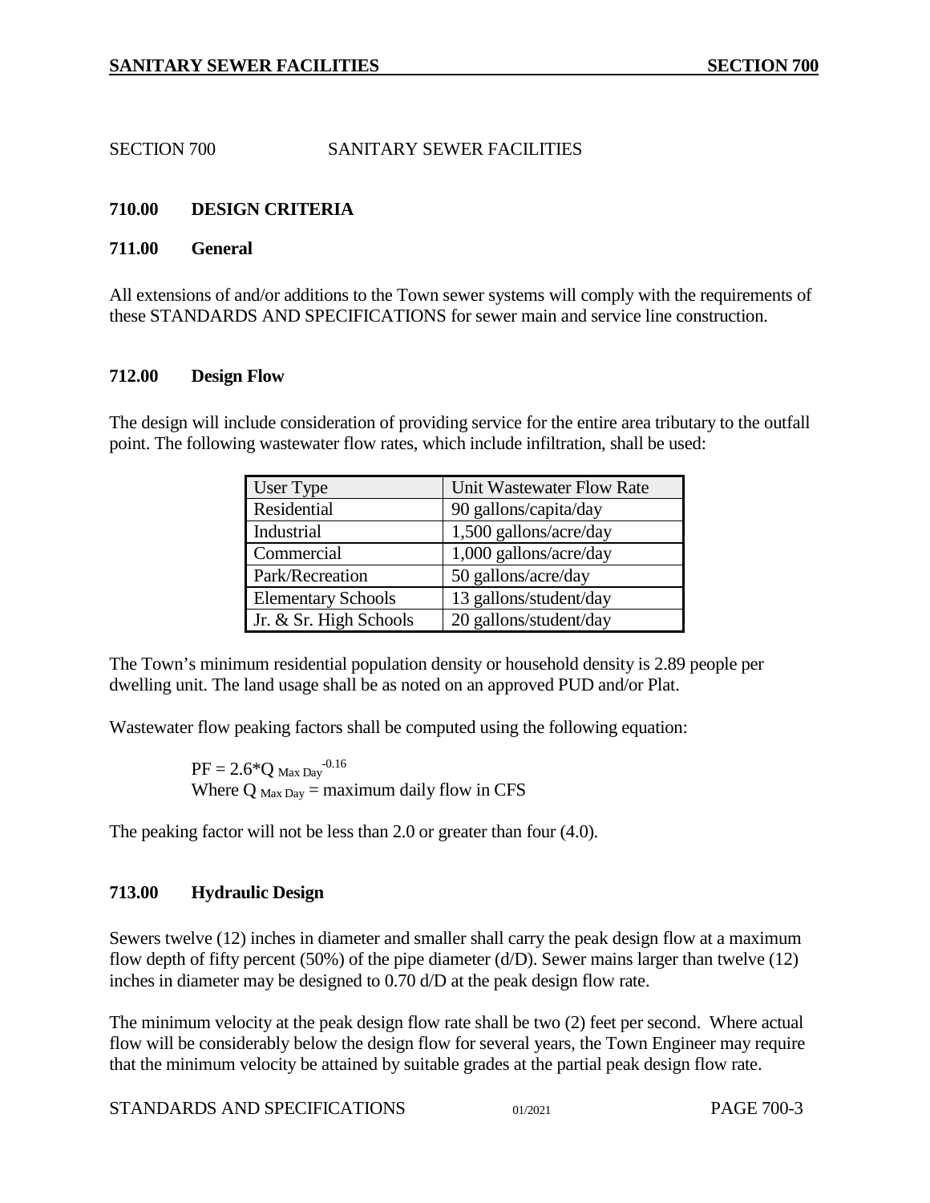# SECTION 700 SANITARY SEWER FACILITIES

## 710.00 DESIGN CRITERIA

### 711.00 General

All extensions of and/or additions to the Town sewer systems will comply with the requirements of these STANDARDS AND SPECIFICATIONS for sewer main and service line construction.

### 712.00 Design Flow

The design will include consideration of providing service for the entire area tributary to the outfall point. The following wastewater flow rates, which include infiltration, shall be used:

| User Type | Unit Wastewater Flow Rate |
|---|---|
| Residential | 90 gallons/capita/day |
| Industrial | 1,500 gallons/acre/day |
| Commercial | 1,000 gallons/acre/day |
| Park/Recreation | 50 gallons/acre/day |
| Elementary Schools | 13 gallons/student/day |
| Jr. & Sr. High Schools | 20 gallons/student/day |

The Town's minimum residential population density or household density is 2.89 people per dwelling unit. The land usage shall be as noted on an approved PUD and/or Plat.

Wastewater flow peaking factors shall be computed using the following equation:

$$PF = 2.6 * Q_{\text{Max Day}}^{-0.16}$$

Where $Q_{\text{Max Day}}$ = maximum daily flow in CFS

The peaking factor will not be less than 2.0 or greater than four (4.0).

### 713.00 Hydraulic Design

Sewers twelve (12) inches in diameter and smaller shall carry the peak design flow at a maximum flow depth of fifty percent (50%) of the pipe diameter (d/D). Sewer mains larger than twelve (12) inches in diameter may be designed to 0.70 d/D at the peak design flow rate.

The minimum velocity at the peak design flow rate shall be two (2) feet per second. Where actual flow will be considerably below the design flow for several years, the Town Engineer may require that the minimum velocity be attained by suitable grades at the partial peak design flow rate.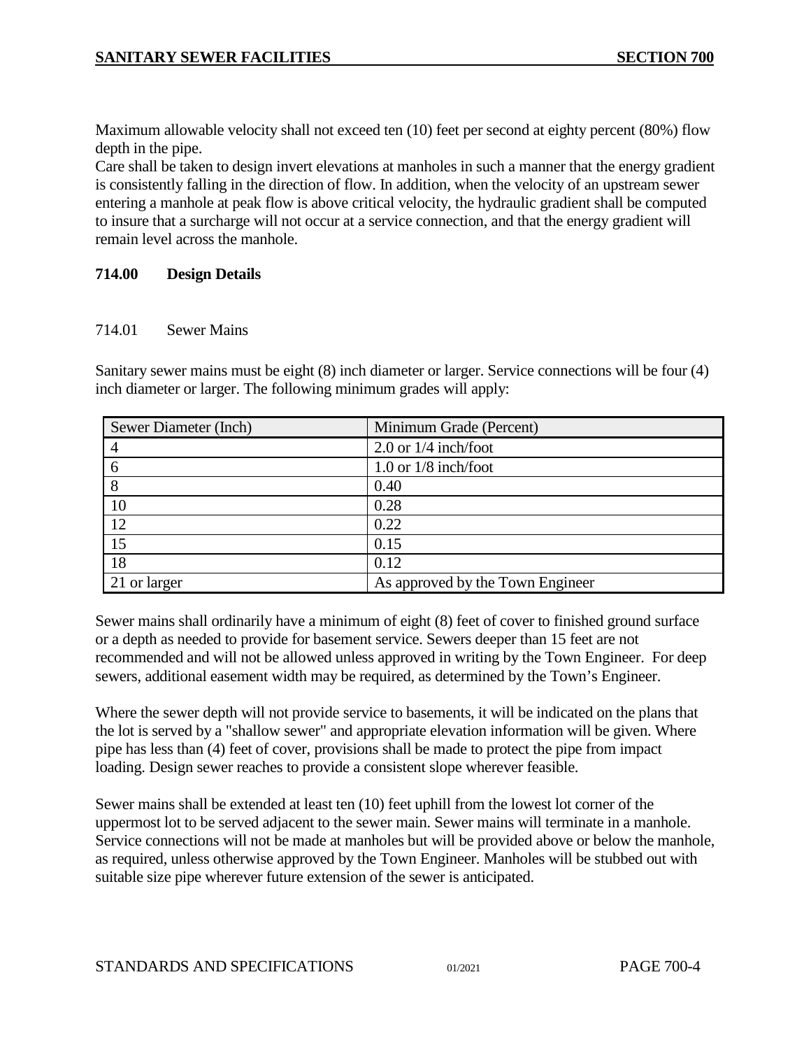Maximum allowable velocity shall not exceed ten (10) feet per second at eighty percent (80%) flow depth in the pipe.

Care shall be taken to design invert elevations at manholes in such a manner that the energy gradient is consistently falling in the direction of flow. In addition, when the velocity of an upstream sewer entering a manhole at peak flow is above critical velocity, the hydraulic gradient shall be computed to insure that a surcharge will not occur at a service connection, and that the energy gradient will remain level across the manhole.

## 714.00 Design Details

### 714.01 Sewer Mains

Sanitary sewer mains must be eight (8) inch diameter or larger. Service connections will be four (4) inch diameter or larger. The following minimum grades will apply:

| Sewer Diameter (Inch) | Minimum Grade (Percent) |
|---|---|
| 4 | 2.0 or 1/4 inch/foot |
| 6 | 1.0 or 1/8 inch/foot |
| 8 | 0.40 |
| 10 | 0.28 |
| 12 | 0.22 |
| 15 | 0.15 |
| 18 | 0.12 |
| 21 or larger | As approved by the Town Engineer |

Sewer mains shall ordinarily have a minimum of eight (8) feet of cover to finished ground surface or a depth as needed to provide for basement service. Sewers deeper than 15 feet are not recommended and will not be allowed unless approved in writing by the Town Engineer. For deep sewers, additional easement width may be required, as determined by the Town's Engineer.

Where the sewer depth will not provide service to basements, it will be indicated on the plans that the lot is served by a "shallow sewer" and appropriate elevation information will be given. Where pipe has less than (4) feet of cover, provisions shall be made to protect the pipe from impact loading. Design sewer reaches to provide a consistent slope wherever feasible.

Sewer mains shall be extended at least ten (10) feet uphill from the lowest lot corner of the uppermost lot to be served adjacent to the sewer main. Sewer mains will terminate in a manhole. Service connections will not be made at manholes but will be provided above or below the manhole, as required, unless otherwise approved by the Town Engineer. Manholes will be stubbed out with suitable size pipe wherever future extension of the sewer is anticipated.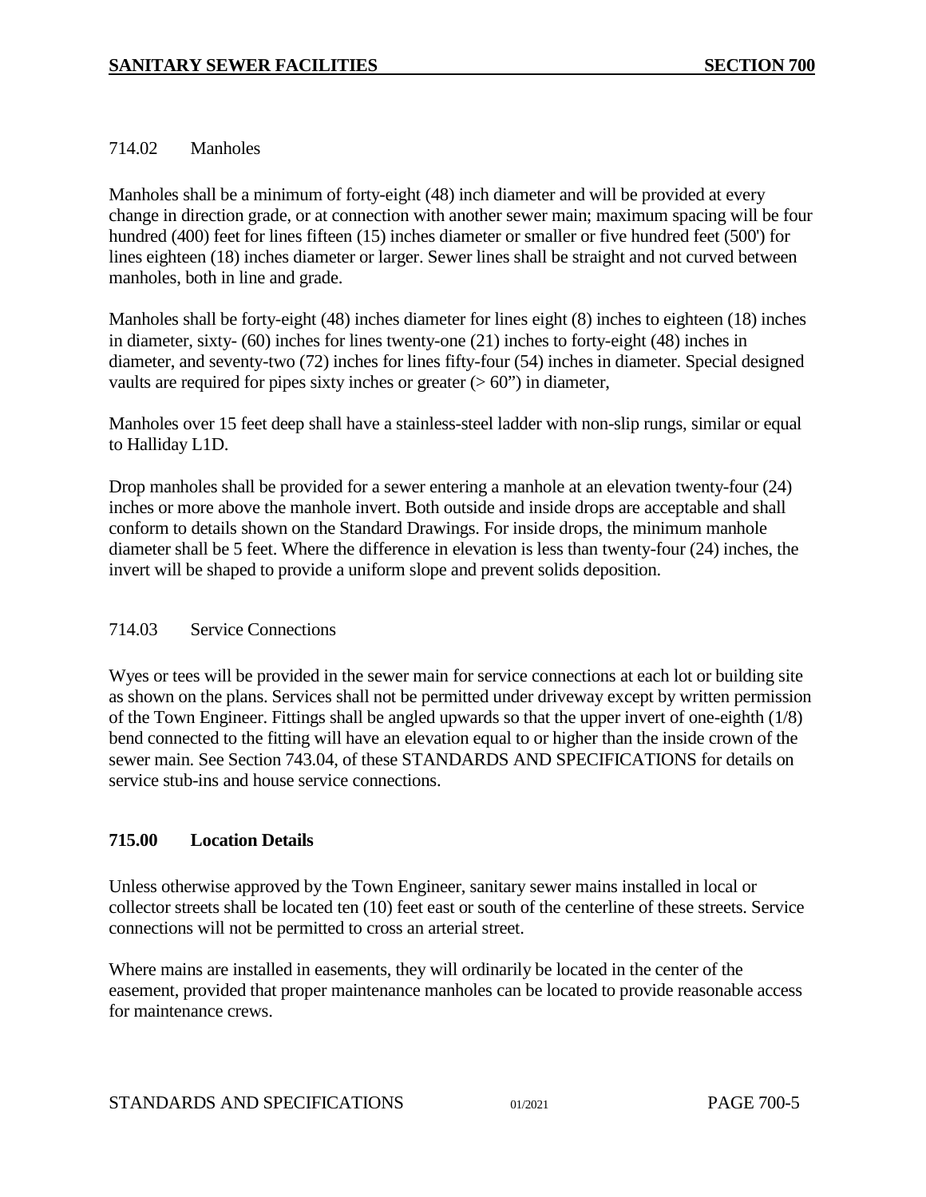714.02 Manholes

Manholes shall be a minimum of forty-eight (48) inch diameter and will be provided at every change in direction grade, or at connection with another sewer main; maximum spacing will be four hundred (400) feet for lines fifteen (15) inches diameter or smaller or five hundred feet (500') for lines eighteen (18) inches diameter or larger. Sewer lines shall be straight and not curved between manholes, both in line and grade.

Manholes shall be forty-eight (48) inches diameter for lines eight (8) inches to eighteen (18) inches in diameter, sixty- (60) inches for lines twenty-one (21) inches to forty-eight (48) inches in diameter, and seventy-two (72) inches for lines fifty-four (54) inches in diameter. Special designed vaults are required for pipes sixty inches or greater (> 60") in diameter,

Manholes over 15 feet deep shall have a stainless-steel ladder with non-slip rungs, similar or equal to Halliday L1D.

Drop manholes shall be provided for a sewer entering a manhole at an elevation twenty-four (24) inches or more above the manhole invert. Both outside and inside drops are acceptable and shall conform to details shown on the Standard Drawings. For inside drops, the minimum manhole diameter shall be 5 feet. Where the difference in elevation is less than twenty-four (24) inches, the invert will be shaped to provide a uniform slope and prevent solids deposition.

714.03 Service Connections

Wyes or tees will be provided in the sewer main for service connections at each lot or building site as shown on the plans. Services shall not be permitted under driveway except by written permission of the Town Engineer. Fittings shall be angled upwards so that the upper invert of one-eighth (1/8) bend connected to the fitting will have an elevation equal to or higher than the inside crown of the sewer main. See Section 743.04, of these STANDARDS AND SPECIFICATIONS for details on service stub-ins and house service connections.

## 715.00 Location Details

Unless otherwise approved by the Town Engineer, sanitary sewer mains installed in local or collector streets shall be located ten (10) feet east or south of the centerline of these streets. Service connections will not be permitted to cross an arterial street.

Where mains are installed in easements, they will ordinarily be located in the center of the easement, provided that proper maintenance manholes can be located to provide reasonable access for maintenance crews.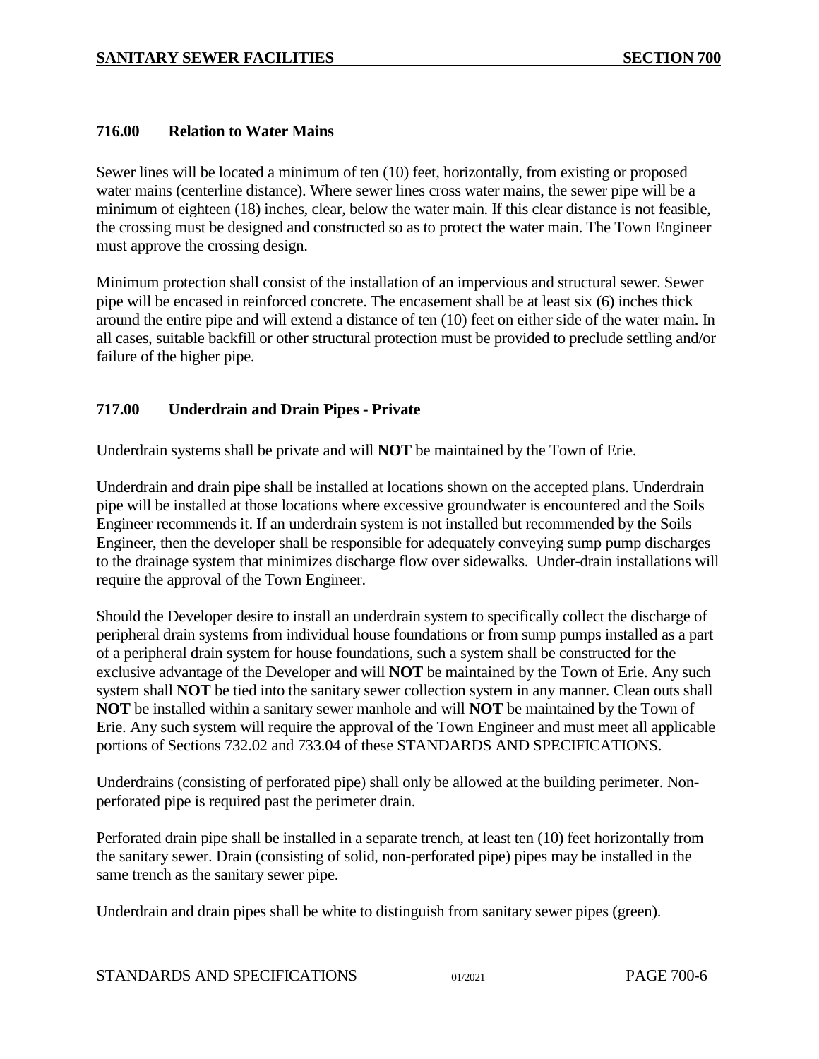### 716.00 Relation to Water Mains

Sewer lines will be located a minimum of ten (10) feet, horizontally, from existing or proposed water mains (centerline distance). Where sewer lines cross water mains, the sewer pipe will be a minimum of eighteen (18) inches, clear, below the water main. If this clear distance is not feasible, the crossing must be designed and constructed so as to protect the water main. The Town Engineer must approve the crossing design.

Minimum protection shall consist of the installation of an impervious and structural sewer. Sewer pipe will be encased in reinforced concrete. The encasement shall be at least six (6) inches thick around the entire pipe and will extend a distance of ten (10) feet on either side of the water main. In all cases, suitable backfill or other structural protection must be provided to preclude settling and/or failure of the higher pipe.

### 717.00 Underdrain and Drain Pipes - Private

Underdrain systems shall be private and will **NOT** be maintained by the Town of Erie.

Underdrain and drain pipe shall be installed at locations shown on the accepted plans. Underdrain pipe will be installed at those locations where excessive groundwater is encountered and the Soils Engineer recommends it. If an underdrain system is not installed but recommended by the Soils Engineer, then the developer shall be responsible for adequately conveying sump pump discharges to the drainage system that minimizes discharge flow over sidewalks. Under-drain installations will require the approval of the Town Engineer.

Should the Developer desire to install an underdrain system to specifically collect the discharge of peripheral drain systems from individual house foundations or from sump pumps installed as a part of a peripheral drain system for house foundations, such a system shall be constructed for the exclusive advantage of the Developer and will **NOT** be maintained by the Town of Erie. Any such system shall **NOT** be tied into the sanitary sewer collection system in any manner. Clean outs shall **NOT** be installed within a sanitary sewer manhole and will **NOT** be maintained by the Town of Erie. Any such system will require the approval of the Town Engineer and must meet all applicable portions of Sections 732.02 and 733.04 of these STANDARDS AND SPECIFICATIONS.

Underdrains (consisting of perforated pipe) shall only be allowed at the building perimeter. Non-perforated pipe is required past the perimeter drain.

Perforated drain pipe shall be installed in a separate trench, at least ten (10) feet horizontally from the sanitary sewer. Drain (consisting of solid, non-perforated pipe) pipes may be installed in the same trench as the sanitary sewer pipe.

Underdrain and drain pipes shall be white to distinguish from sanitary sewer pipes (green).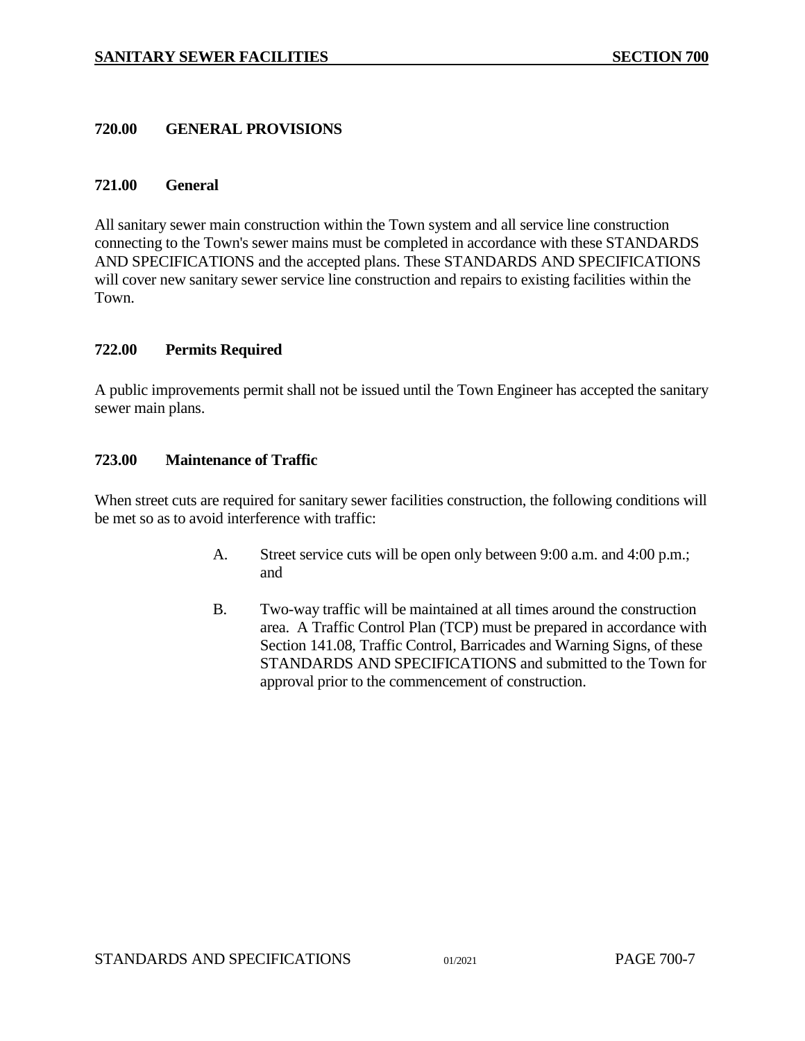## 720.00 GENERAL PROVISIONS

### 721.00 General

All sanitary sewer main construction within the Town system and all service line construction connecting to the Town's sewer mains must be completed in accordance with these STANDARDS AND SPECIFICATIONS and the accepted plans. These STANDARDS AND SPECIFICATIONS will cover new sanitary sewer service line construction and repairs to existing facilities within the Town.

### 722.00 Permits Required

A public improvements permit shall not be issued until the Town Engineer has accepted the sanitary sewer main plans.

### 723.00 Maintenance of Traffic

When street cuts are required for sanitary sewer facilities construction, the following conditions will be met so as to avoid interference with traffic:

A. Street service cuts will be open only between 9:00 a.m. and 4:00 p.m.; and

B. Two-way traffic will be maintained at all times around the construction area. A Traffic Control Plan (TCP) must be prepared in accordance with Section 141.08, Traffic Control, Barricades and Warning Signs, of these STANDARDS AND SPECIFICATIONS and submitted to the Town for approval prior to the commencement of construction.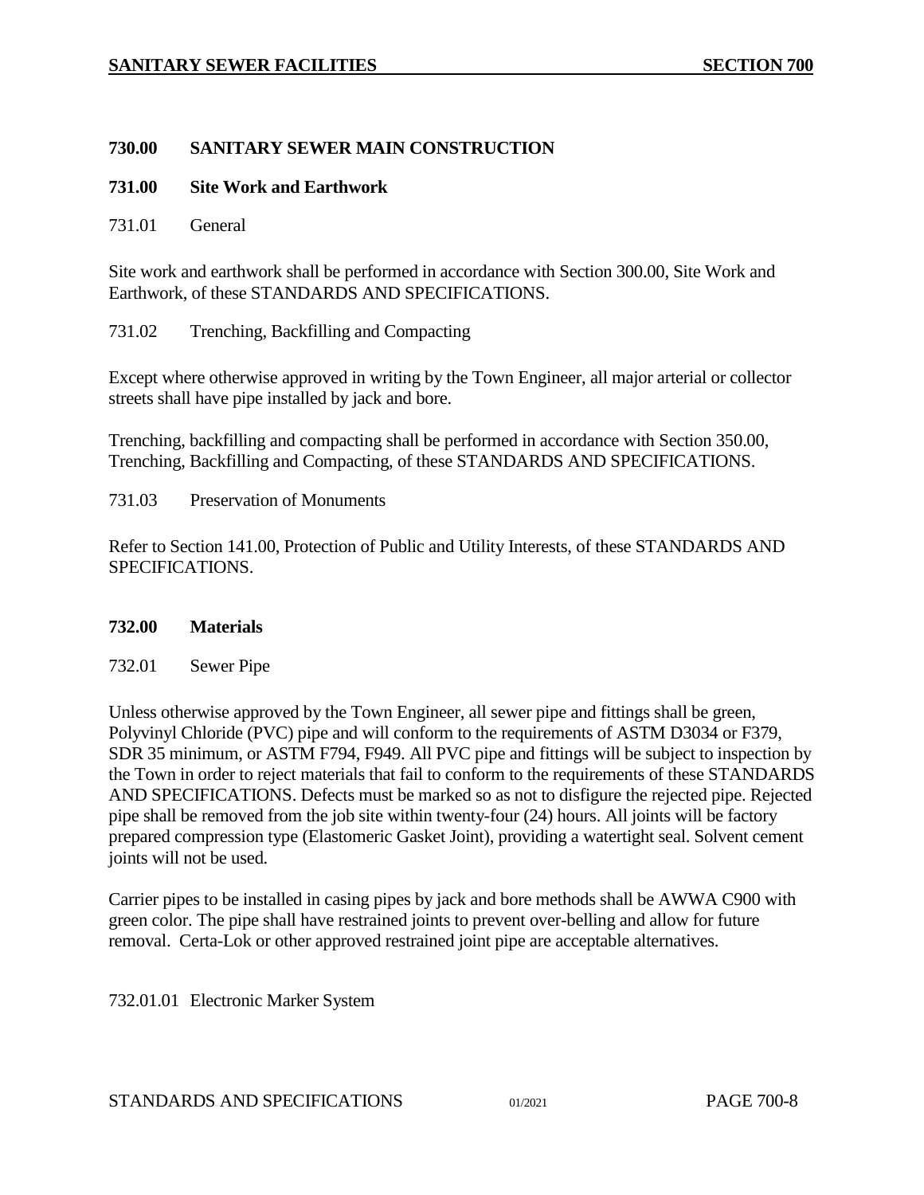## 730.00 SANITARY SEWER MAIN CONSTRUCTION

### 731.00 Site Work and Earthwork

731.01 General

Site work and earthwork shall be performed in accordance with Section 300.00, Site Work and Earthwork, of these STANDARDS AND SPECIFICATIONS.

731.02 Trenching, Backfilling and Compacting

Except where otherwise approved in writing by the Town Engineer, all major arterial or collector streets shall have pipe installed by jack and bore.

Trenching, backfilling and compacting shall be performed in accordance with Section 350.00, Trenching, Backfilling and Compacting, of these STANDARDS AND SPECIFICATIONS.

731.03 Preservation of Monuments

Refer to Section 141.00, Protection of Public and Utility Interests, of these STANDARDS AND SPECIFICATIONS.

### 732.00 Materials

732.01 Sewer Pipe

Unless otherwise approved by the Town Engineer, all sewer pipe and fittings shall be green, Polyvinyl Chloride (PVC) pipe and will conform to the requirements of ASTM D3034 or F379, SDR 35 minimum, or ASTM F794, F949. All PVC pipe and fittings will be subject to inspection by the Town in order to reject materials that fail to conform to the requirements of these STANDARDS AND SPECIFICATIONS. Defects must be marked so as not to disfigure the rejected pipe. Rejected pipe shall be removed from the job site within twenty-four (24) hours. All joints will be factory prepared compression type (Elastomeric Gasket Joint), providing a watertight seal. Solvent cement joints will not be used.

Carrier pipes to be installed in casing pipes by jack and bore methods shall be AWWA C900 with green color. The pipe shall have restrained joints to prevent over-belling and allow for future removal. Certa-Lok or other approved restrained joint pipe are acceptable alternatives.

732.01.01 Electronic Marker System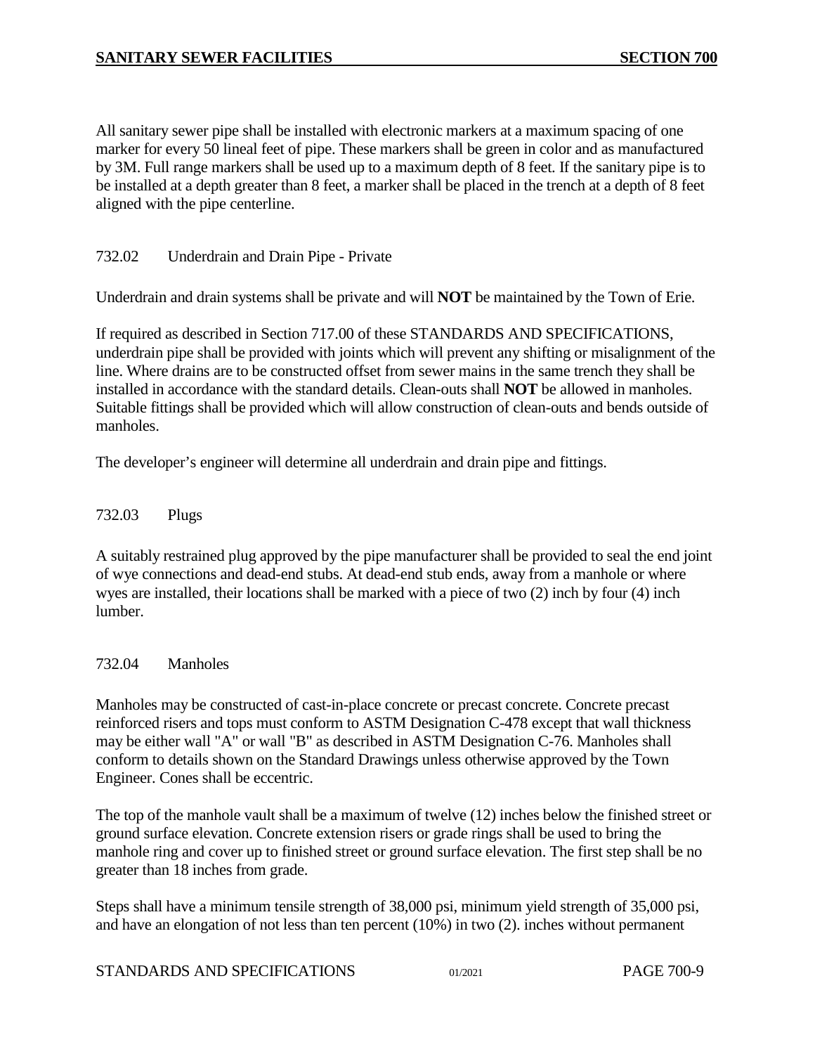All sanitary sewer pipe shall be installed with electronic markers at a maximum spacing of one marker for every 50 lineal feet of pipe. These markers shall be green in color and as manufactured by 3M. Full range markers shall be used up to a maximum depth of 8 feet. If the sanitary pipe is to be installed at a depth greater than 8 feet, a marker shall be placed in the trench at a depth of 8 feet aligned with the pipe centerline.

### 732.02 Underdrain and Drain Pipe - Private

Underdrain and drain systems shall be private and will **NOT** be maintained by the Town of Erie.

If required as described in Section 717.00 of these STANDARDS AND SPECIFICATIONS, underdrain pipe shall be provided with joints which will prevent any shifting or misalignment of the line. Where drains are to be constructed offset from sewer mains in the same trench they shall be installed in accordance with the standard details. Clean-outs shall **NOT** be allowed in manholes. Suitable fittings shall be provided which will allow construction of clean-outs and bends outside of manholes.

The developer's engineer will determine all underdrain and drain pipe and fittings.

### 732.03 Plugs

A suitably restrained plug approved by the pipe manufacturer shall be provided to seal the end joint of wye connections and dead-end stubs. At dead-end stub ends, away from a manhole or where wyes are installed, their locations shall be marked with a piece of two (2) inch by four (4) inch lumber.

### 732.04 Manholes

Manholes may be constructed of cast-in-place concrete or precast concrete. Concrete precast reinforced risers and tops must conform to ASTM Designation C-478 except that wall thickness may be either wall "A" or wall "B" as described in ASTM Designation C-76. Manholes shall conform to details shown on the Standard Drawings unless otherwise approved by the Town Engineer. Cones shall be eccentric.

The top of the manhole vault shall be a maximum of twelve (12) inches below the finished street or ground surface elevation. Concrete extension risers or grade rings shall be used to bring the manhole ring and cover up to finished street or ground surface elevation. The first step shall be no greater than 18 inches from grade.

Steps shall have a minimum tensile strength of 38,000 psi, minimum yield strength of 35,000 psi, and have an elongation of not less than ten percent (10%) in two (2). inches without permanent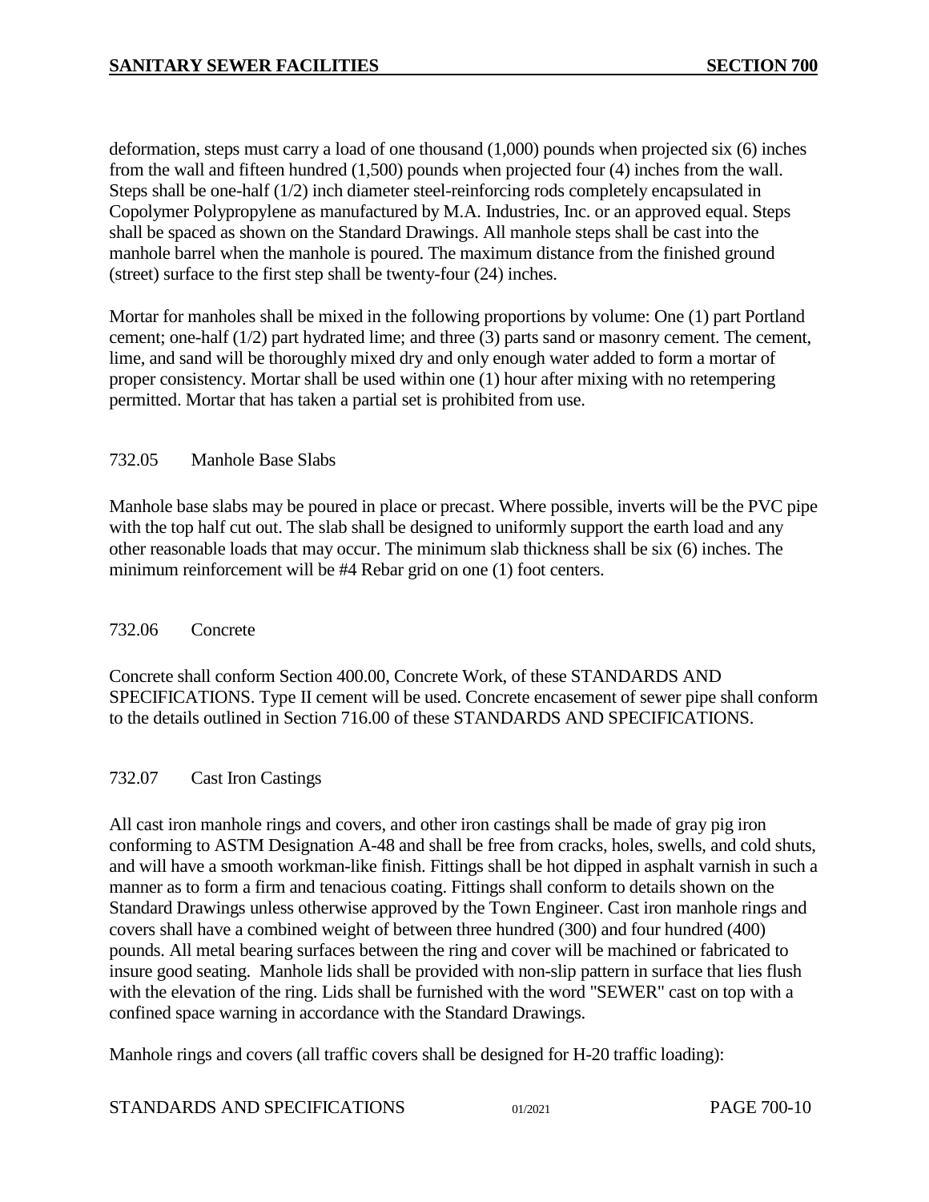deformation, steps must carry a load of one thousand (1,000) pounds when projected six (6) inches from the wall and fifteen hundred (1,500) pounds when projected four (4) inches from the wall. Steps shall be one-half (1/2) inch diameter steel-reinforcing rods completely encapsulated in Copolymer Polypropylene as manufactured by M.A. Industries, Inc. or an approved equal. Steps shall be spaced as shown on the Standard Drawings. All manhole steps shall be cast into the manhole barrel when the manhole is poured. The maximum distance from the finished ground (street) surface to the first step shall be twenty-four (24) inches.

Mortar for manholes shall be mixed in the following proportions by volume: One (1) part Portland cement; one-half (1/2) part hydrated lime; and three (3) parts sand or masonry cement. The cement, lime, and sand will be thoroughly mixed dry and only enough water added to form a mortar of proper consistency. Mortar shall be used within one (1) hour after mixing with no retempering permitted. Mortar that has taken a partial set is prohibited from use.

### 732.05 Manhole Base Slabs

Manhole base slabs may be poured in place or precast. Where possible, inverts will be the PVC pipe with the top half cut out. The slab shall be designed to uniformly support the earth load and any other reasonable loads that may occur. The minimum slab thickness shall be six (6) inches. The minimum reinforcement will be #4 Rebar grid on one (1) foot centers.

### 732.06 Concrete

Concrete shall conform Section 400.00, Concrete Work, of these STANDARDS AND SPECIFICATIONS. Type II cement will be used. Concrete encasement of sewer pipe shall conform to the details outlined in Section 716.00 of these STANDARDS AND SPECIFICATIONS.

### 732.07 Cast Iron Castings

All cast iron manhole rings and covers, and other iron castings shall be made of gray pig iron conforming to ASTM Designation A-48 and shall be free from cracks, holes, swells, and cold shuts, and will have a smooth workman-like finish. Fittings shall be hot dipped in asphalt varnish in such a manner as to form a firm and tenacious coating. Fittings shall conform to details shown on the Standard Drawings unless otherwise approved by the Town Engineer. Cast iron manhole rings and covers shall have a combined weight of between three hundred (300) and four hundred (400) pounds. All metal bearing surfaces between the ring and cover will be machined or fabricated to insure good seating. Manhole lids shall be provided with non-slip pattern in surface that lies flush with the elevation of the ring. Lids shall be furnished with the word "SEWER" cast on top with a confined space warning in accordance with the Standard Drawings.

Manhole rings and covers (all traffic covers shall be designed for H-20 traffic loading):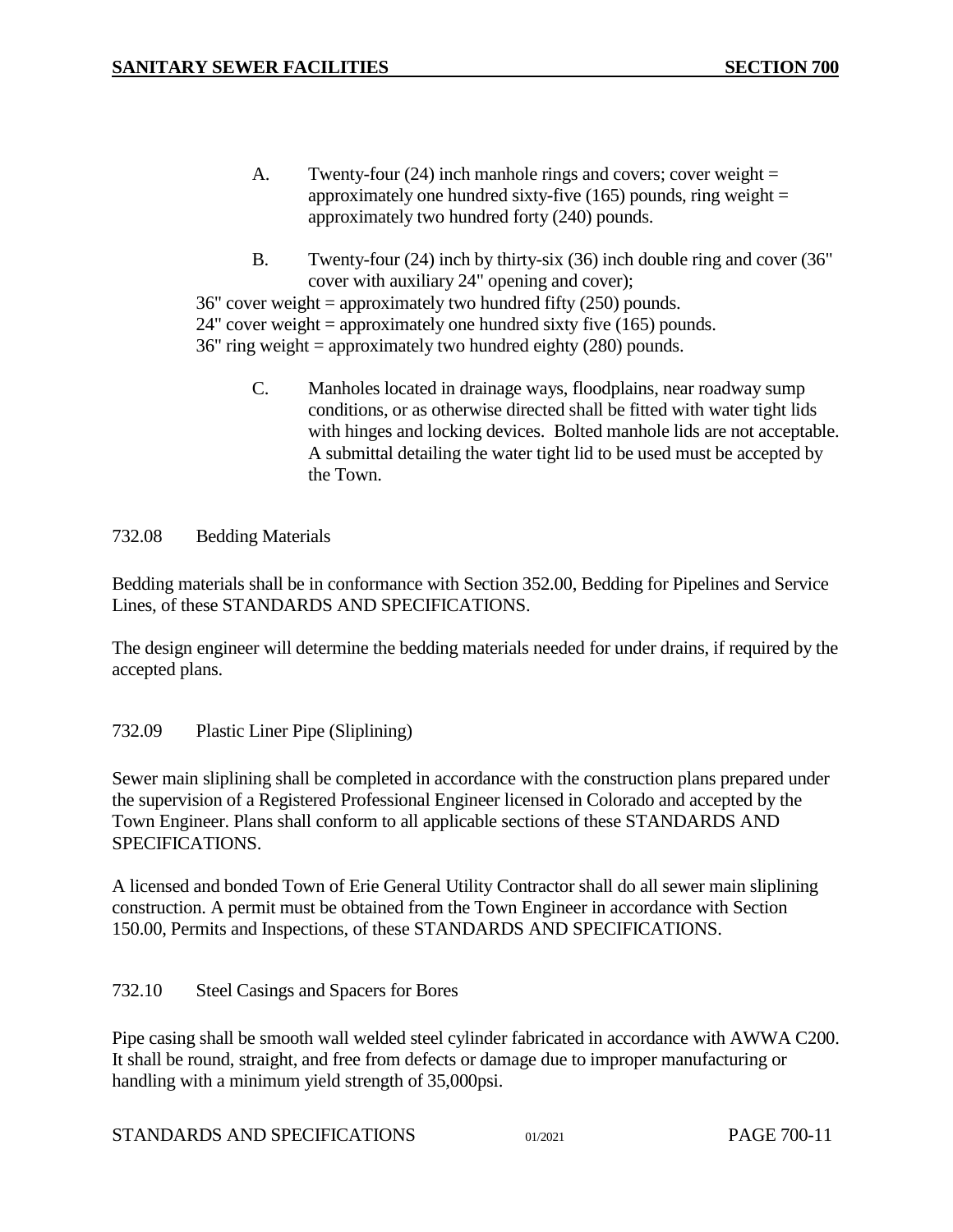A. Twenty-four (24) inch manhole rings and covers; cover weight = approximately one hundred sixty-five (165) pounds, ring weight = approximately two hundred forty (240) pounds.

B. Twenty-four (24) inch by thirty-six (36) inch double ring and cover (36" cover with auxiliary 24" opening and cover);

36" cover weight = approximately two hundred fifty (250) pounds.
24" cover weight = approximately one hundred sixty five (165) pounds.
36" ring weight = approximately two hundred eighty (280) pounds.

C. Manholes located in drainage ways, floodplains, near roadway sump conditions, or as otherwise directed shall be fitted with water tight lids with hinges and locking devices. Bolted manhole lids are not acceptable. A submittal detailing the water tight lid to be used must be accepted by the Town.

### 732.08 Bedding Materials

Bedding materials shall be in conformance with Section 352.00, Bedding for Pipelines and Service Lines, of these STANDARDS AND SPECIFICATIONS.

The design engineer will determine the bedding materials needed for under drains, if required by the accepted plans.

### 732.09 Plastic Liner Pipe (Sliplining)

Sewer main sliplining shall be completed in accordance with the construction plans prepared under the supervision of a Registered Professional Engineer licensed in Colorado and accepted by the Town Engineer. Plans shall conform to all applicable sections of these STANDARDS AND SPECIFICATIONS.

A licensed and bonded Town of Erie General Utility Contractor shall do all sewer main sliplining construction. A permit must be obtained from the Town Engineer in accordance with Section 150.00, Permits and Inspections, of these STANDARDS AND SPECIFICATIONS.

### 732.10 Steel Casings and Spacers for Bores

Pipe casing shall be smooth wall welded steel cylinder fabricated in accordance with AWWA C200. It shall be round, straight, and free from defects or damage due to improper manufacturing or handling with a minimum yield strength of 35,000psi.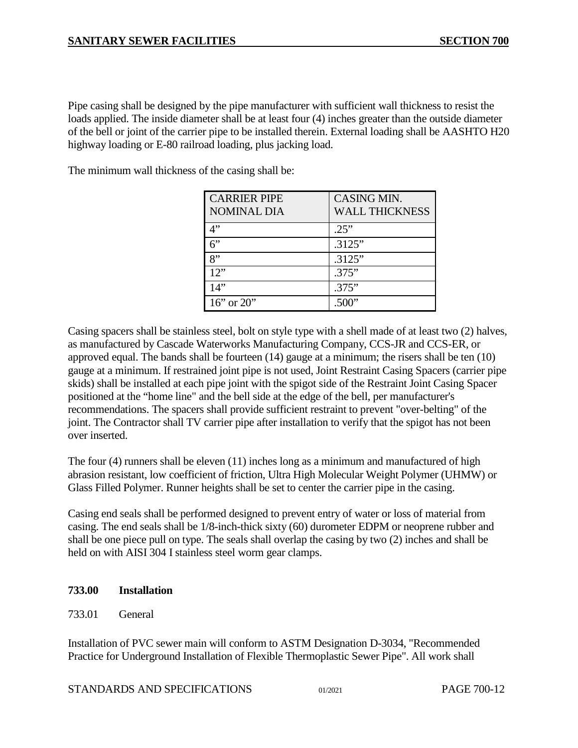Pipe casing shall be designed by the pipe manufacturer with sufficient wall thickness to resist the loads applied. The inside diameter shall be at least four (4) inches greater than the outside diameter of the bell or joint of the carrier pipe to be installed therein. External loading shall be AASHTO H20 highway loading or E-80 railroad loading, plus jacking load.

The minimum wall thickness of the casing shall be:

| CARRIER PIPE NOMINAL DIA | CASING MIN. WALL THICKNESS |
|---|---|
| 4" | .25" |
| 6" | .3125" |
| 8" | .3125" |
| 12" | .375" |
| 14" | .375" |
| 16" or 20" | .500" |

Casing spacers shall be stainless steel, bolt on style type with a shell made of at least two (2) halves, as manufactured by Cascade Waterworks Manufacturing Company, CCS-JR and CCS-ER, or approved equal. The bands shall be fourteen (14) gauge at a minimum; the risers shall be ten (10) gauge at a minimum. If restrained joint pipe is not used, Joint Restraint Casing Spacers (carrier pipe skids) shall be installed at each pipe joint with the spigot side of the Restraint Joint Casing Spacer positioned at the "home line" and the bell side at the edge of the bell, per manufacturer's recommendations. The spacers shall provide sufficient restraint to prevent "over-belting" of the joint. The Contractor shall TV carrier pipe after installation to verify that the spigot has not been over inserted.

The four (4) runners shall be eleven (11) inches long as a minimum and manufactured of high abrasion resistant, low coefficient of friction, Ultra High Molecular Weight Polymer (UHMW) or Glass Filled Polymer. Runner heights shall be set to center the carrier pipe in the casing.

Casing end seals shall be performed designed to prevent entry of water or loss of material from casing. The end seals shall be 1/8-inch-thick sixty (60) durometer EDPM or neoprene rubber and shall be one piece pull on type. The seals shall overlap the casing by two (2) inches and shall be held on with AISI 304 I stainless steel worm gear clamps.

### 733.00 Installation

733.01 General

Installation of PVC sewer main will conform to ASTM Designation D-3034, "Recommended Practice for Underground Installation of Flexible Thermoplastic Sewer Pipe". All work shall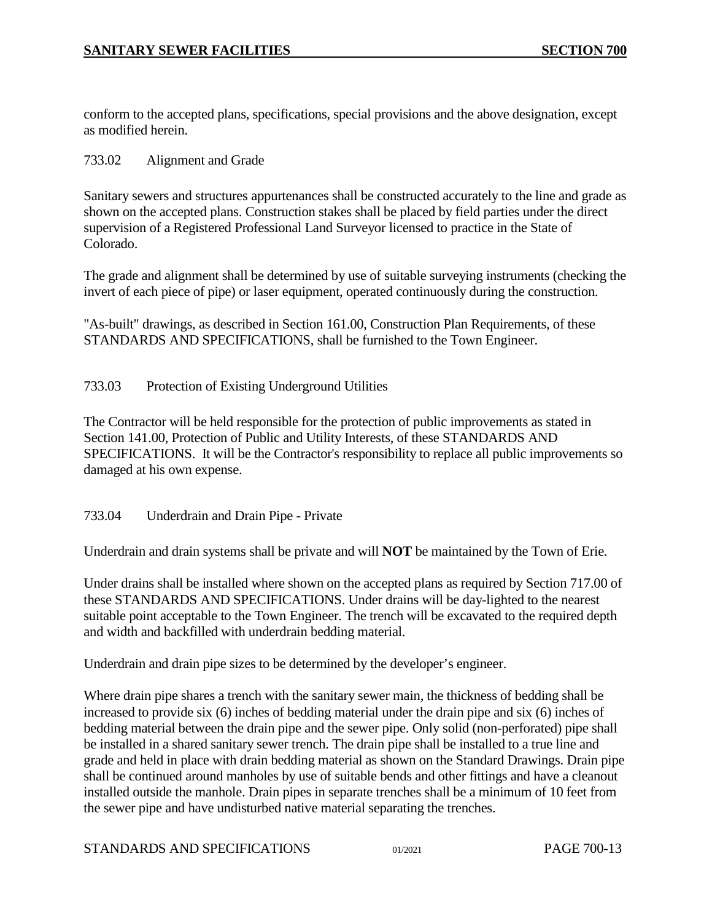conform to the accepted plans, specifications, special provisions and the above designation, except as modified herein.

### 733.02 Alignment and Grade

Sanitary sewers and structures appurtenances shall be constructed accurately to the line and grade as shown on the accepted plans. Construction stakes shall be placed by field parties under the direct supervision of a Registered Professional Land Surveyor licensed to practice in the State of Colorado.

The grade and alignment shall be determined by use of suitable surveying instruments (checking the invert of each piece of pipe) or laser equipment, operated continuously during the construction.

"As-built" drawings, as described in Section 161.00, Construction Plan Requirements, of these STANDARDS AND SPECIFICATIONS, shall be furnished to the Town Engineer.

### 733.03 Protection of Existing Underground Utilities

The Contractor will be held responsible for the protection of public improvements as stated in Section 141.00, Protection of Public and Utility Interests, of these STANDARDS AND SPECIFICATIONS. It will be the Contractor's responsibility to replace all public improvements so damaged at his own expense.

### 733.04 Underdrain and Drain Pipe - Private

Underdrain and drain systems shall be private and will **NOT** be maintained by the Town of Erie.

Under drains shall be installed where shown on the accepted plans as required by Section 717.00 of these STANDARDS AND SPECIFICATIONS. Under drains will be day-lighted to the nearest suitable point acceptable to the Town Engineer. The trench will be excavated to the required depth and width and backfilled with underdrain bedding material.

Underdrain and drain pipe sizes to be determined by the developer's engineer.

Where drain pipe shares a trench with the sanitary sewer main, the thickness of bedding shall be increased to provide six (6) inches of bedding material under the drain pipe and six (6) inches of bedding material between the drain pipe and the sewer pipe. Only solid (non-perforated) pipe shall be installed in a shared sanitary sewer trench. The drain pipe shall be installed to a true line and grade and held in place with drain bedding material as shown on the Standard Drawings. Drain pipe shall be continued around manholes by use of suitable bends and other fittings and have a cleanout installed outside the manhole. Drain pipes in separate trenches shall be a minimum of 10 feet from the sewer pipe and have undisturbed native material separating the trenches.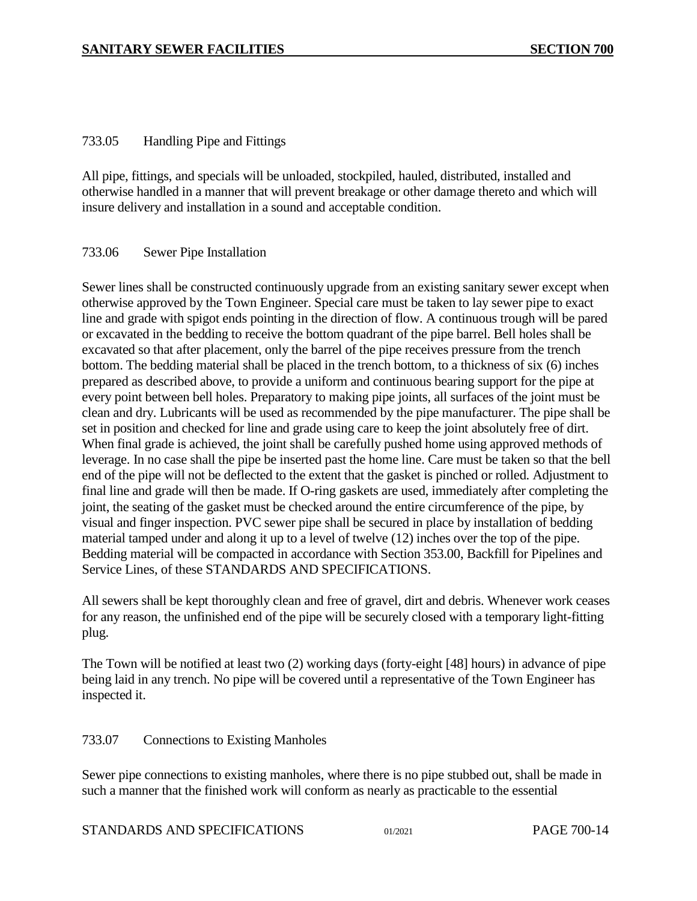### 733.05 Handling Pipe and Fittings

All pipe, fittings, and specials will be unloaded, stockpiled, hauled, distributed, installed and otherwise handled in a manner that will prevent breakage or other damage thereto and which will insure delivery and installation in a sound and acceptable condition.

### 733.06 Sewer Pipe Installation

Sewer lines shall be constructed continuously upgrade from an existing sanitary sewer except when otherwise approved by the Town Engineer. Special care must be taken to lay sewer pipe to exact line and grade with spigot ends pointing in the direction of flow. A continuous trough will be pared or excavated in the bedding to receive the bottom quadrant of the pipe barrel. Bell holes shall be excavated so that after placement, only the barrel of the pipe receives pressure from the trench bottom. The bedding material shall be placed in the trench bottom, to a thickness of six (6) inches prepared as described above, to provide a uniform and continuous bearing support for the pipe at every point between bell holes. Preparatory to making pipe joints, all surfaces of the joint must be clean and dry. Lubricants will be used as recommended by the pipe manufacturer. The pipe shall be set in position and checked for line and grade using care to keep the joint absolutely free of dirt. When final grade is achieved, the joint shall be carefully pushed home using approved methods of leverage. In no case shall the pipe be inserted past the home line. Care must be taken so that the bell end of the pipe will not be deflected to the extent that the gasket is pinched or rolled. Adjustment to final line and grade will then be made. If O-ring gaskets are used, immediately after completing the joint, the seating of the gasket must be checked around the entire circumference of the pipe, by visual and finger inspection. PVC sewer pipe shall be secured in place by installation of bedding material tamped under and along it up to a level of twelve (12) inches over the top of the pipe. Bedding material will be compacted in accordance with Section 353.00, Backfill for Pipelines and Service Lines, of these STANDARDS AND SPECIFICATIONS.

All sewers shall be kept thoroughly clean and free of gravel, dirt and debris. Whenever work ceases for any reason, the unfinished end of the pipe will be securely closed with a temporary light-fitting plug.

The Town will be notified at least two (2) working days (forty-eight [48] hours) in advance of pipe being laid in any trench. No pipe will be covered until a representative of the Town Engineer has inspected it.

### 733.07 Connections to Existing Manholes

Sewer pipe connections to existing manholes, where there is no pipe stubbed out, shall be made in such a manner that the finished work will conform as nearly as practicable to the essential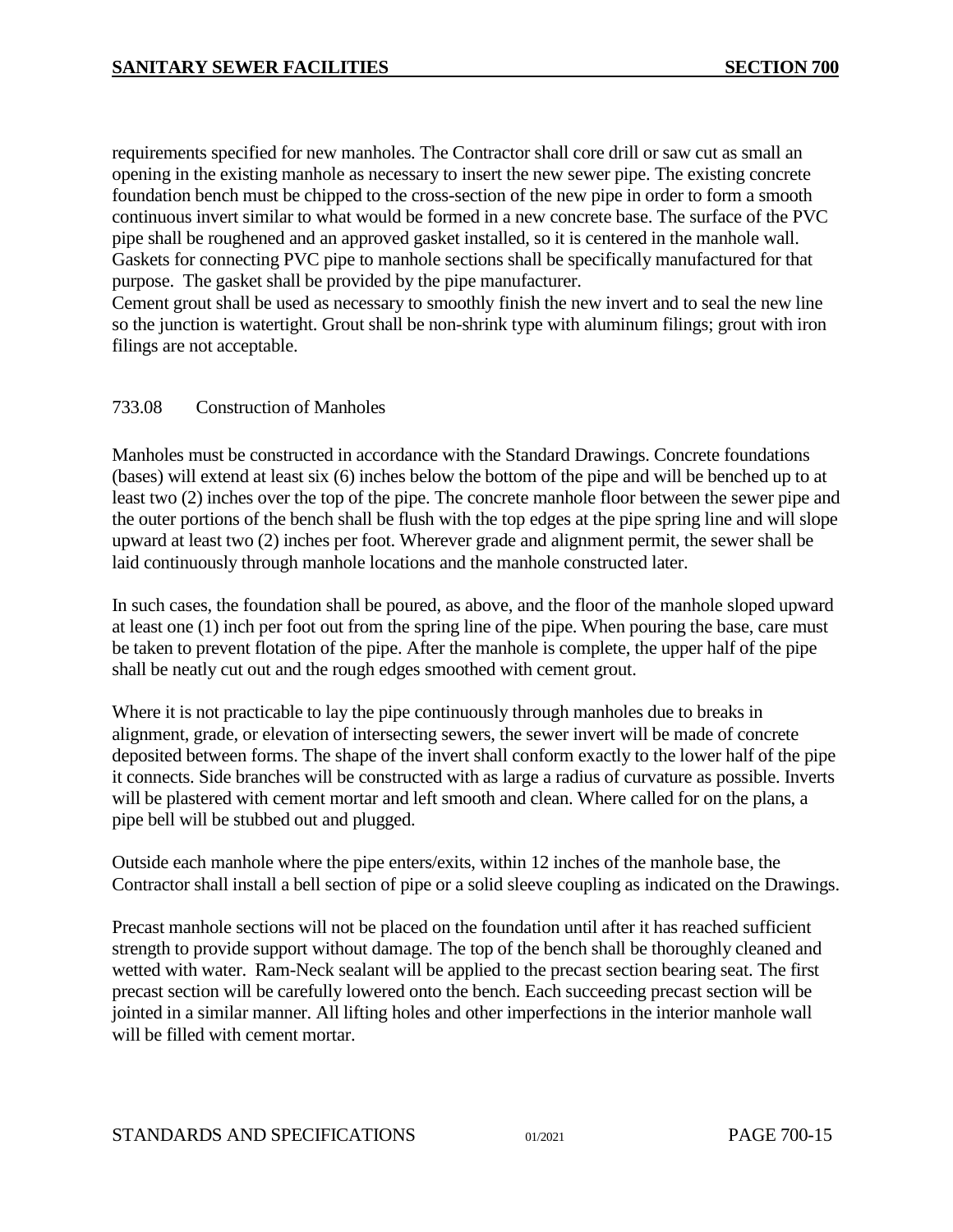requirements specified for new manholes. The Contractor shall core drill or saw cut as small an opening in the existing manhole as necessary to insert the new sewer pipe. The existing concrete foundation bench must be chipped to the cross-section of the new pipe in order to form a smooth continuous invert similar to what would be formed in a new concrete base. The surface of the PVC pipe shall be roughened and an approved gasket installed, so it is centered in the manhole wall. Gaskets for connecting PVC pipe to manhole sections shall be specifically manufactured for that purpose. The gasket shall be provided by the pipe manufacturer.
Cement grout shall be used as necessary to smoothly finish the new invert and to seal the new line so the junction is watertight. Grout shall be non-shrink type with aluminum filings; grout with iron filings are not acceptable.

### 733.08 Construction of Manholes

Manholes must be constructed in accordance with the Standard Drawings. Concrete foundations (bases) will extend at least six (6) inches below the bottom of the pipe and will be benched up to at least two (2) inches over the top of the pipe. The concrete manhole floor between the sewer pipe and the outer portions of the bench shall be flush with the top edges at the pipe spring line and will slope upward at least two (2) inches per foot. Wherever grade and alignment permit, the sewer shall be laid continuously through manhole locations and the manhole constructed later.

In such cases, the foundation shall be poured, as above, and the floor of the manhole sloped upward at least one (1) inch per foot out from the spring line of the pipe. When pouring the base, care must be taken to prevent flotation of the pipe. After the manhole is complete, the upper half of the pipe shall be neatly cut out and the rough edges smoothed with cement grout.

Where it is not practicable to lay the pipe continuously through manholes due to breaks in alignment, grade, or elevation of intersecting sewers, the sewer invert will be made of concrete deposited between forms. The shape of the invert shall conform exactly to the lower half of the pipe it connects. Side branches will be constructed with as large a radius of curvature as possible. Inverts will be plastered with cement mortar and left smooth and clean. Where called for on the plans, a pipe bell will be stubbed out and plugged.

Outside each manhole where the pipe enters/exits, within 12 inches of the manhole base, the Contractor shall install a bell section of pipe or a solid sleeve coupling as indicated on the Drawings.

Precast manhole sections will not be placed on the foundation until after it has reached sufficient strength to provide support without damage. The top of the bench shall be thoroughly cleaned and wetted with water. Ram-Neck sealant will be applied to the precast section bearing seat. The first precast section will be carefully lowered onto the bench. Each succeeding precast section will be jointed in a similar manner. All lifting holes and other imperfections in the interior manhole wall will be filled with cement mortar.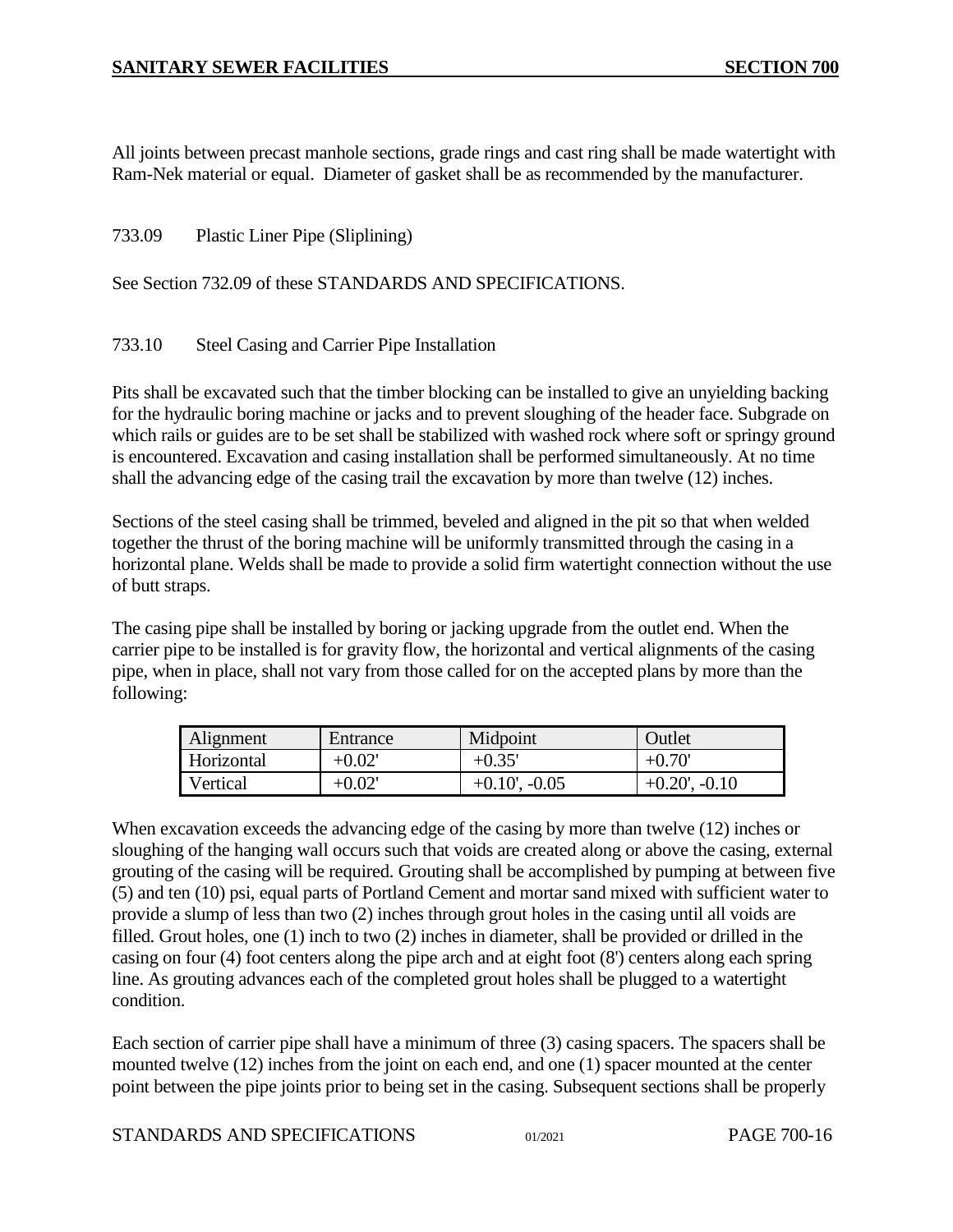All joints between precast manhole sections, grade rings and cast ring shall be made watertight with Ram-Nek material or equal. Diameter of gasket shall be as recommended by the manufacturer.

733.09 Plastic Liner Pipe (Sliplining)

See Section 732.09 of these STANDARDS AND SPECIFICATIONS.

733.10 Steel Casing and Carrier Pipe Installation

Pits shall be excavated such that the timber blocking can be installed to give an unyielding backing for the hydraulic boring machine or jacks and to prevent sloughing of the header face. Subgrade on which rails or guides are to be set shall be stabilized with washed rock where soft or springy ground is encountered. Excavation and casing installation shall be performed simultaneously. At no time shall the advancing edge of the casing trail the excavation by more than twelve (12) inches.

Sections of the steel casing shall be trimmed, beveled and aligned in the pit so that when welded together the thrust of the boring machine will be uniformly transmitted through the casing in a horizontal plane. Welds shall be made to provide a solid firm watertight connection without the use of butt straps.

The casing pipe shall be installed by boring or jacking upgrade from the outlet end. When the carrier pipe to be installed is for gravity flow, the horizontal and vertical alignments of the casing pipe, when in place, shall not vary from those called for on the accepted plans by more than the following:

| Alignment | Entrance | Midpoint | Outlet |
|---|---|---|---|
| Horizontal | +0.02' | +0.35' | +0.70' |
| Vertical | +0.02' | +0.10', -0.05 | +0.20', -0.10 |

When excavation exceeds the advancing edge of the casing by more than twelve (12) inches or sloughing of the hanging wall occurs such that voids are created along or above the casing, external grouting of the casing will be required. Grouting shall be accomplished by pumping at between five (5) and ten (10) psi, equal parts of Portland Cement and mortar sand mixed with sufficient water to provide a slump of less than two (2) inches through grout holes in the casing until all voids are filled. Grout holes, one (1) inch to two (2) inches in diameter, shall be provided or drilled in the casing on four (4) foot centers along the pipe arch and at eight foot (8') centers along each spring line. As grouting advances each of the completed grout holes shall be plugged to a watertight condition.

Each section of carrier pipe shall have a minimum of three (3) casing spacers. The spacers shall be mounted twelve (12) inches from the joint on each end, and one (1) spacer mounted at the center point between the pipe joints prior to being set in the casing. Subsequent sections shall be properly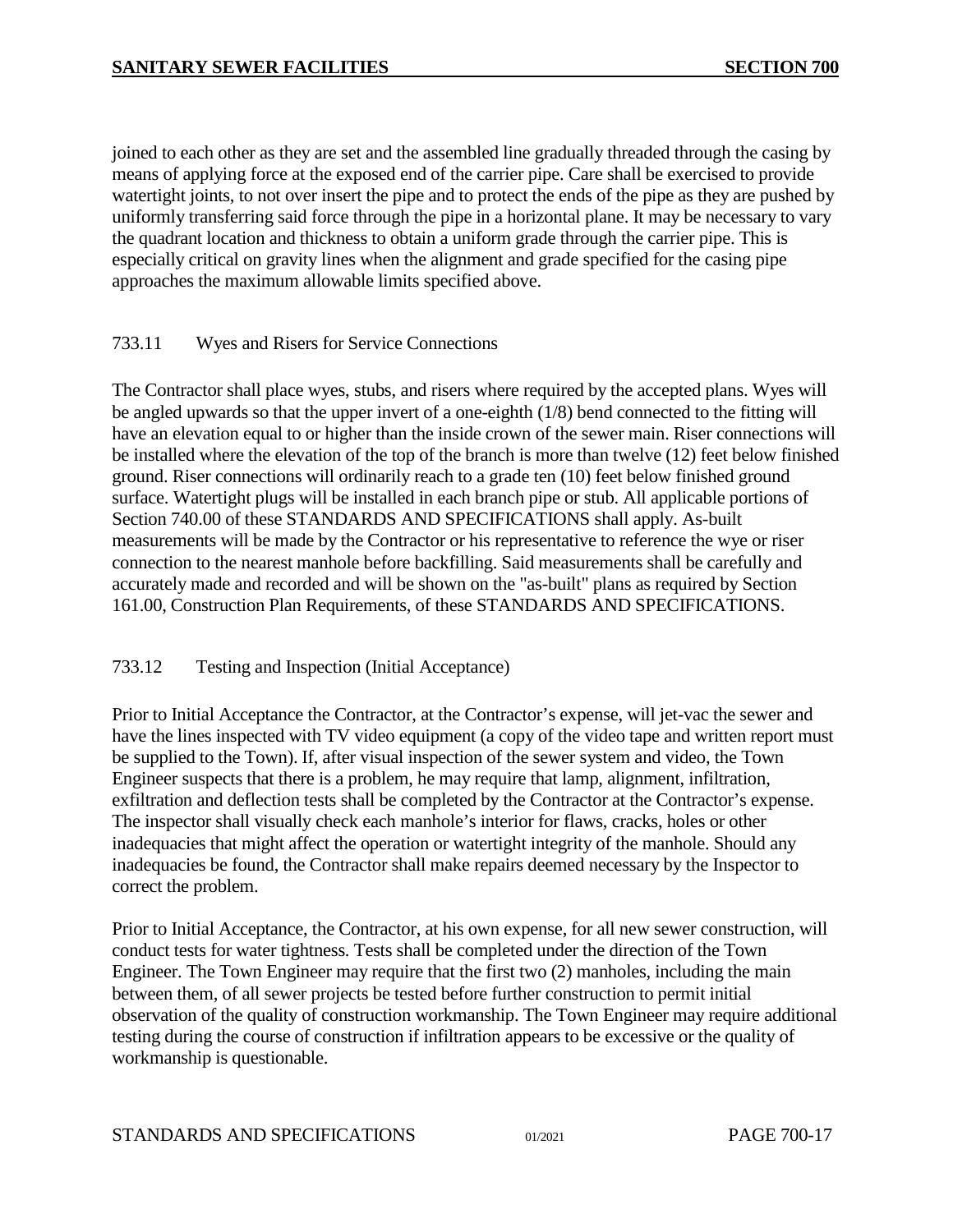joined to each other as they are set and the assembled line gradually threaded through the casing by means of applying force at the exposed end of the carrier pipe. Care shall be exercised to provide watertight joints, to not over insert the pipe and to protect the ends of the pipe as they are pushed by uniformly transferring said force through the pipe in a horizontal plane. It may be necessary to vary the quadrant location and thickness to obtain a uniform grade through the carrier pipe. This is especially critical on gravity lines when the alignment and grade specified for the casing pipe approaches the maximum allowable limits specified above.

### 733.11 Wyes and Risers for Service Connections

The Contractor shall place wyes, stubs, and risers where required by the accepted plans. Wyes will be angled upwards so that the upper invert of a one-eighth (1/8) bend connected to the fitting will have an elevation equal to or higher than the inside crown of the sewer main. Riser connections will be installed where the elevation of the top of the branch is more than twelve (12) feet below finished ground. Riser connections will ordinarily reach to a grade ten (10) feet below finished ground surface. Watertight plugs will be installed in each branch pipe or stub. All applicable portions of Section 740.00 of these STANDARDS AND SPECIFICATIONS shall apply. As-built measurements will be made by the Contractor or his representative to reference the wye or riser connection to the nearest manhole before backfilling. Said measurements shall be carefully and accurately made and recorded and will be shown on the "as-built" plans as required by Section 161.00, Construction Plan Requirements, of these STANDARDS AND SPECIFICATIONS.

### 733.12 Testing and Inspection (Initial Acceptance)

Prior to Initial Acceptance the Contractor, at the Contractor's expense, will jet-vac the sewer and have the lines inspected with TV video equipment (a copy of the video tape and written report must be supplied to the Town). If, after visual inspection of the sewer system and video, the Town Engineer suspects that there is a problem, he may require that lamp, alignment, infiltration, exfiltration and deflection tests shall be completed by the Contractor at the Contractor's expense. The inspector shall visually check each manhole's interior for flaws, cracks, holes or other inadequacies that might affect the operation or watertight integrity of the manhole. Should any inadequacies be found, the Contractor shall make repairs deemed necessary by the Inspector to correct the problem.

Prior to Initial Acceptance, the Contractor, at his own expense, for all new sewer construction, will conduct tests for water tightness. Tests shall be completed under the direction of the Town Engineer. The Town Engineer may require that the first two (2) manholes, including the main between them, of all sewer projects be tested before further construction to permit initial observation of the quality of construction workmanship. The Town Engineer may require additional testing during the course of construction if infiltration appears to be excessive or the quality of workmanship is questionable.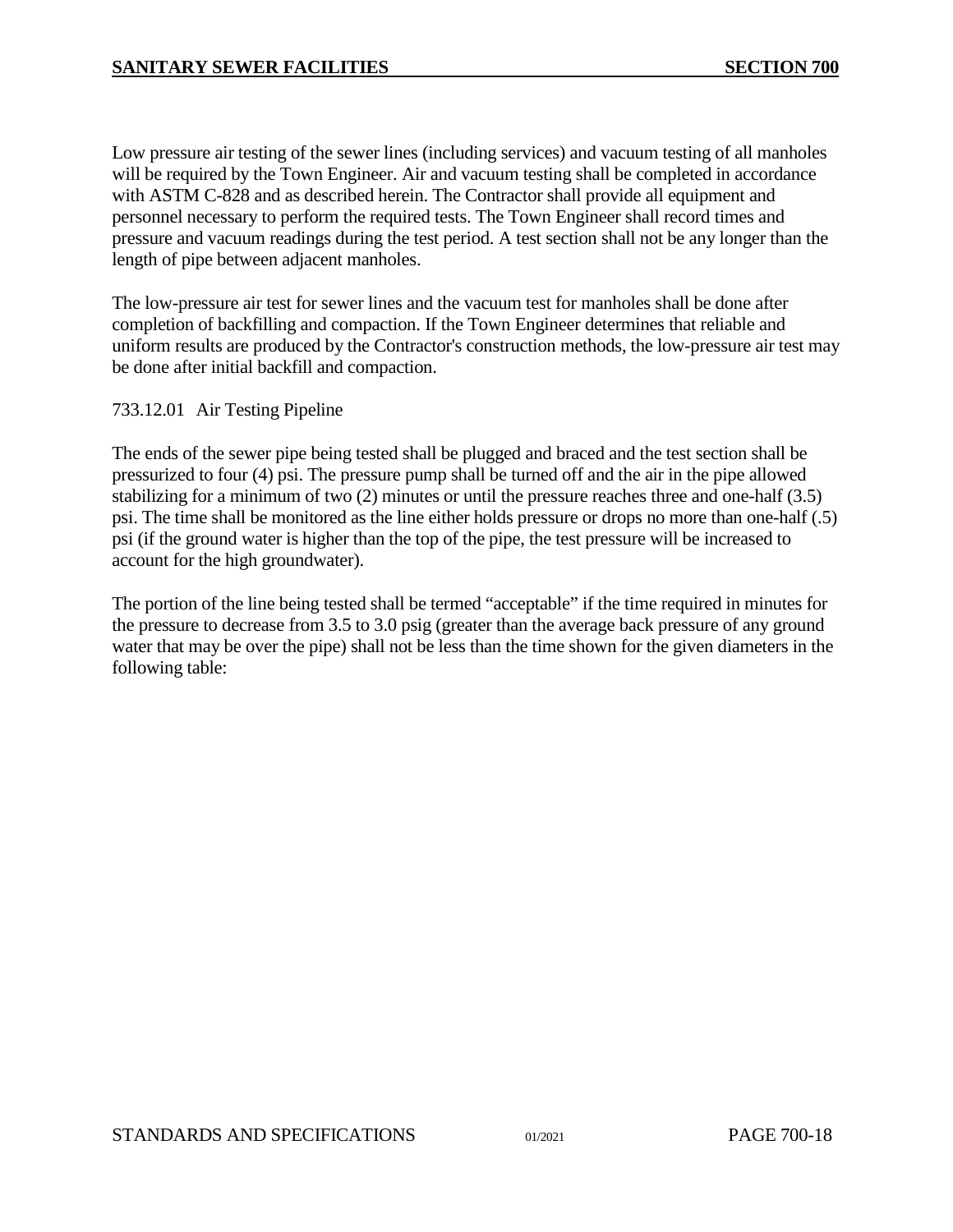Low pressure air testing of the sewer lines (including services) and vacuum testing of all manholes will be required by the Town Engineer. Air and vacuum testing shall be completed in accordance with ASTM C-828 and as described herein. The Contractor shall provide all equipment and personnel necessary to perform the required tests. The Town Engineer shall record times and pressure and vacuum readings during the test period. A test section shall not be any longer than the length of pipe between adjacent manholes.

The low-pressure air test for sewer lines and the vacuum test for manholes shall be done after completion of backfilling and compaction. If the Town Engineer determines that reliable and uniform results are produced by the Contractor's construction methods, the low-pressure air test may be done after initial backfill and compaction.

733.12.01 Air Testing Pipeline

The ends of the sewer pipe being tested shall be plugged and braced and the test section shall be pressurized to four (4) psi. The pressure pump shall be turned off and the air in the pipe allowed stabilizing for a minimum of two (2) minutes or until the pressure reaches three and one-half (3.5) psi. The time shall be monitored as the line either holds pressure or drops no more than one-half (.5) psi (if the ground water is higher than the top of the pipe, the test pressure will be increased to account for the high groundwater).

The portion of the line being tested shall be termed "acceptable" if the time required in minutes for the pressure to decrease from 3.5 to 3.0 psig (greater than the average back pressure of any ground water that may be over the pipe) shall not be less than the time shown for the given diameters in the following table: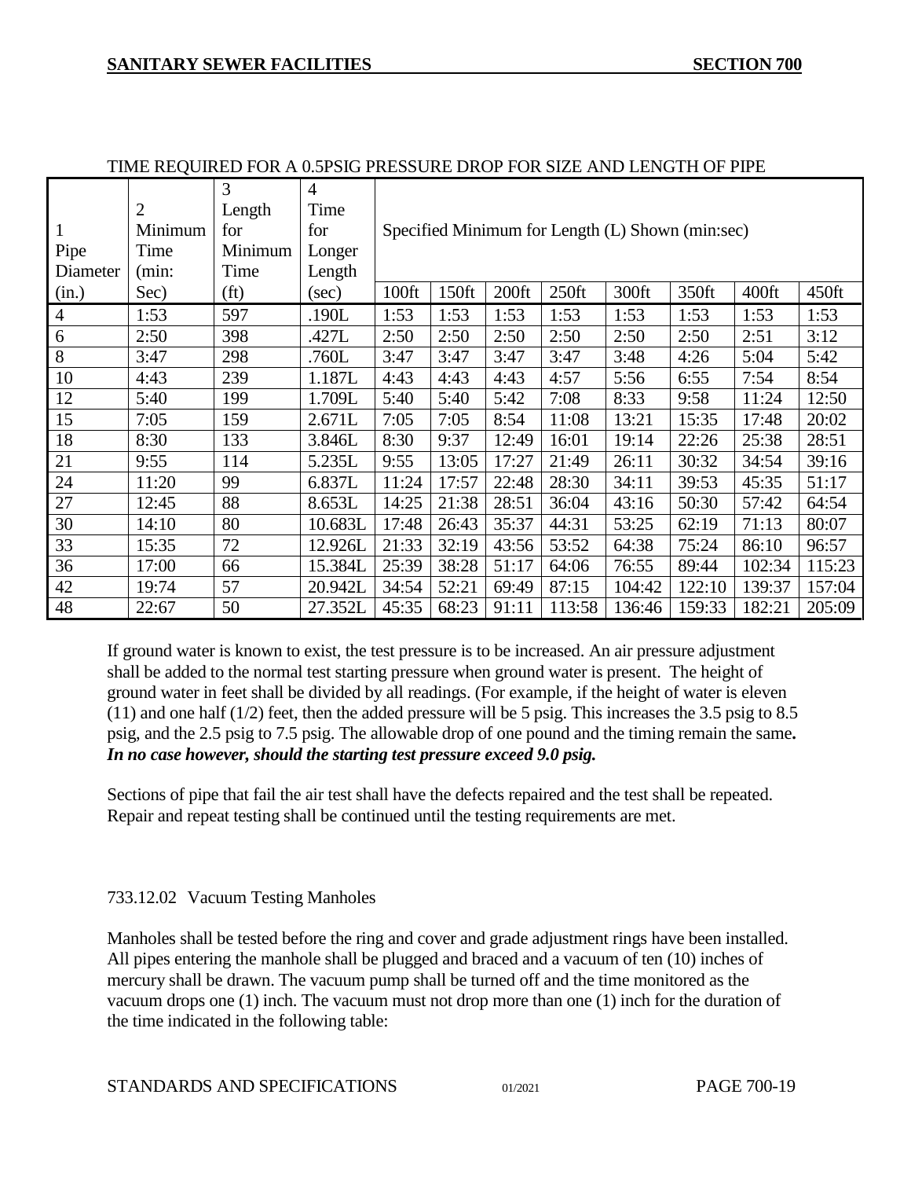TIME REQUIRED FOR A 0.5PSIG PRESSURE DROP FOR SIZE AND LENGTH OF PIPE

| 1 Pipe Diameter (in.) | 2 Minimum Time (min: Sec) | 3 Length for Minimum Time (ft) | 4 Time for Longer Length (sec) | Specified Minimum for Length (L) Shown (min:sec) | | | | | | | |
|---|---|---|---|---|---|---|---|---|---|---|---|
| | | | | 100ft | 150ft | 200ft | 250ft | 300ft | 350ft | 400ft | 450ft |
| 4 | 1:53 | 597 | .190L | 1:53 | 1:53 | 1:53 | 1:53 | 1:53 | 1:53 | 1:53 | 1:53 |
| 6 | 2:50 | 398 | .427L | 2:50 | 2:50 | 2:50 | 2:50 | 2:50 | 2:50 | 2:51 | 3:12 |
| 8 | 3:47 | 298 | .760L | 3:47 | 3:47 | 3:47 | 3:47 | 3:48 | 4:26 | 5:04 | 5:42 |
| 10 | 4:43 | 239 | 1.187L | 4:43 | 4:43 | 4:43 | 4:57 | 5:56 | 6:55 | 7:54 | 8:54 |
| 12 | 5:40 | 199 | 1.709L | 5:40 | 5:40 | 5:42 | 7:08 | 8:33 | 9:58 | 11:24 | 12:50 |
| 15 | 7:05 | 159 | 2.671L | 7:05 | 7:05 | 8:54 | 11:08 | 13:21 | 15:35 | 17:48 | 20:02 |
| 18 | 8:30 | 133 | 3.846L | 8:30 | 9:37 | 12:49 | 16:01 | 19:14 | 22:26 | 25:38 | 28:51 |
| 21 | 9:55 | 114 | 5.235L | 9:55 | 13:05 | 17:27 | 21:49 | 26:11 | 30:32 | 34:54 | 39:16 |
| 24 | 11:20 | 99 | 6.837L | 11:24 | 17:57 | 22:48 | 28:30 | 34:11 | 39:53 | 45:35 | 51:17 |
| 27 | 12:45 | 88 | 8.653L | 14:25 | 21:38 | 28:51 | 36:04 | 43:16 | 50:30 | 57:42 | 64:54 |
| 30 | 14:10 | 80 | 10.683L | 17:48 | 26:43 | 35:37 | 44:31 | 53:25 | 62:19 | 71:13 | 80:07 |
| 33 | 15:35 | 72 | 12.926L | 21:33 | 32:19 | 43:56 | 53:52 | 64:38 | 75:24 | 86:10 | 96:57 |
| 36 | 17:00 | 66 | 15.384L | 25:39 | 38:28 | 51:17 | 64:06 | 76:55 | 89:44 | 102:34 | 115:23 |
| 42 | 19:74 | 57 | 20.942L | 34:54 | 52:21 | 69:49 | 87:15 | 104:42 | 122:10 | 139:37 | 157:04 |
| 48 | 22:67 | 50 | 27.352L | 45:35 | 68:23 | 91:11 | 113:58 | 136:46 | 159:33 | 182:21 | 205:09 |

If ground water is known to exist, the test pressure is to be increased. An air pressure adjustment shall be added to the normal test starting pressure when ground water is present. The height of ground water in feet shall be divided by all readings. (For example, if the height of water is eleven (11) and one half (1/2) feet, then the added pressure will be 5 psig. This increases the 3.5 psig to 8.5 psig, and the 2.5 psig to 7.5 psig. The allowable drop of one pound and the timing remain the same**.** ***In no case however, should the starting test pressure exceed 9.0 psig.***

Sections of pipe that fail the air test shall have the defects repaired and the test shall be repeated. Repair and repeat testing shall be continued until the testing requirements are met.

733.12.02 Vacuum Testing Manholes

Manholes shall be tested before the ring and cover and grade adjustment rings have been installed. All pipes entering the manhole shall be plugged and braced and a vacuum of ten (10) inches of mercury shall be drawn. The vacuum pump shall be turned off and the time monitored as the vacuum drops one (1) inch. The vacuum must not drop more than one (1) inch for the duration of the time indicated in the following table: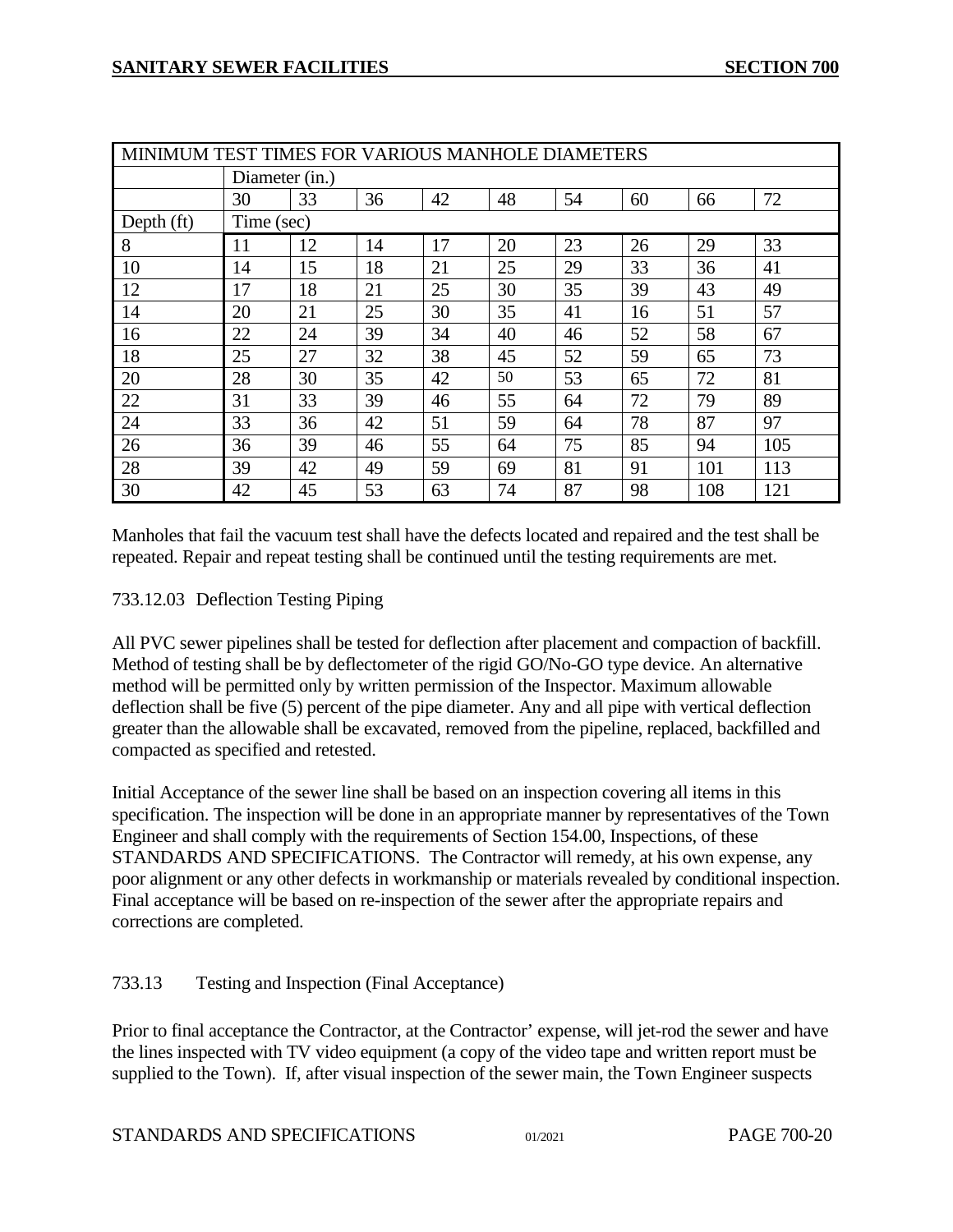| MINIMUM TEST TIMES FOR VARIOUS MANHOLE DIAMETERS | | | | | | | | | |
|---|---|---|---|---|---|---|---|---|---|
| | Diameter (in.) | | | | | | | | |
| | 30 | 33 | 36 | 42 | 48 | 54 | 60 | 66 | 72 |
| Depth (ft) | Time (sec) | | | | | | | | |
| 8 | 11 | 12 | 14 | 17 | 20 | 23 | 26 | 29 | 33 |
| 10 | 14 | 15 | 18 | 21 | 25 | 29 | 33 | 36 | 41 |
| 12 | 17 | 18 | 21 | 25 | 30 | 35 | 39 | 43 | 49 |
| 14 | 20 | 21 | 25 | 30 | 35 | 41 | 16 | 51 | 57 |
| 16 | 22 | 24 | 39 | 34 | 40 | 46 | 52 | 58 | 67 |
| 18 | 25 | 27 | 32 | 38 | 45 | 52 | 59 | 65 | 73 |
| 20 | 28 | 30 | 35 | 42 | 50 | 53 | 65 | 72 | 81 |
| 22 | 31 | 33 | 39 | 46 | 55 | 64 | 72 | 79 | 89 |
| 24 | 33 | 36 | 42 | 51 | 59 | 64 | 78 | 87 | 97 |
| 26 | 36 | 39 | 46 | 55 | 64 | 75 | 85 | 94 | 105 |
| 28 | 39 | 42 | 49 | 59 | 69 | 81 | 91 | 101 | 113 |
| 30 | 42 | 45 | 53 | 63 | 74 | 87 | 98 | 108 | 121 |

Manholes that fail the vacuum test shall have the defects located and repaired and the test shall be repeated. Repair and repeat testing shall be continued until the testing requirements are met.

733.12.03 Deflection Testing Piping

All PVC sewer pipelines shall be tested for deflection after placement and compaction of backfill. Method of testing shall be by deflectometer of the rigid GO/No-GO type device. An alternative method will be permitted only by written permission of the Inspector. Maximum allowable deflection shall be five (5) percent of the pipe diameter. Any and all pipe with vertical deflection greater than the allowable shall be excavated, removed from the pipeline, replaced, backfilled and compacted as specified and retested.

Initial Acceptance of the sewer line shall be based on an inspection covering all items in this specification. The inspection will be done in an appropriate manner by representatives of the Town Engineer and shall comply with the requirements of Section 154.00, Inspections, of these STANDARDS AND SPECIFICATIONS. The Contractor will remedy, at his own expense, any poor alignment or any other defects in workmanship or materials revealed by conditional inspection. Final acceptance will be based on re-inspection of the sewer after the appropriate repairs and corrections are completed.

733.13 Testing and Inspection (Final Acceptance)

Prior to final acceptance the Contractor, at the Contractor' expense, will jet-rod the sewer and have the lines inspected with TV video equipment (a copy of the video tape and written report must be supplied to the Town). If, after visual inspection of the sewer main, the Town Engineer suspects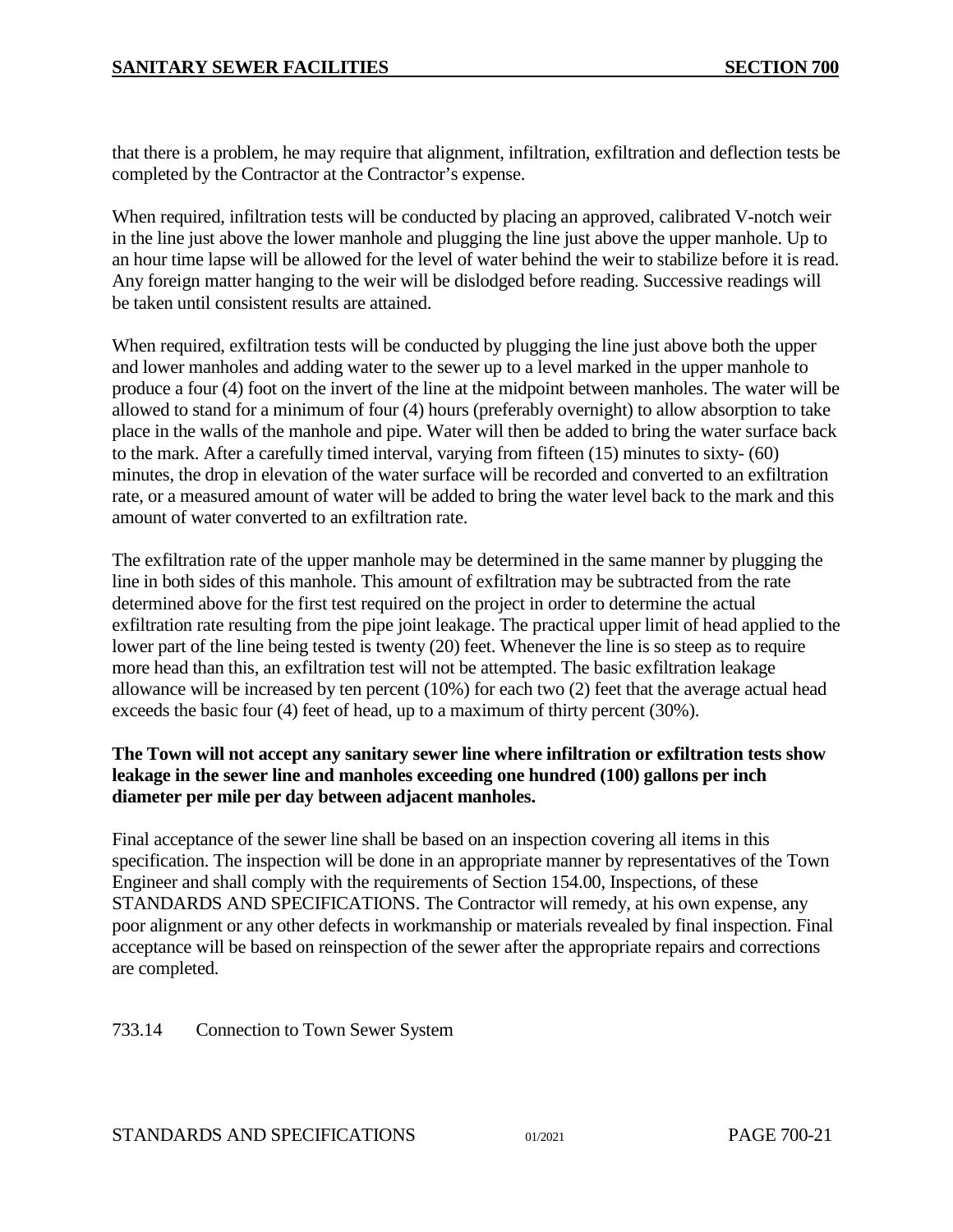that there is a problem, he may require that alignment, infiltration, exfiltration and deflection tests be completed by the Contractor at the Contractor's expense.

When required, infiltration tests will be conducted by placing an approved, calibrated V-notch weir in the line just above the lower manhole and plugging the line just above the upper manhole. Up to an hour time lapse will be allowed for the level of water behind the weir to stabilize before it is read. Any foreign matter hanging to the weir will be dislodged before reading. Successive readings will be taken until consistent results are attained.

When required, exfiltration tests will be conducted by plugging the line just above both the upper and lower manholes and adding water to the sewer up to a level marked in the upper manhole to produce a four (4) foot on the invert of the line at the midpoint between manholes. The water will be allowed to stand for a minimum of four (4) hours (preferably overnight) to allow absorption to take place in the walls of the manhole and pipe. Water will then be added to bring the water surface back to the mark. After a carefully timed interval, varying from fifteen (15) minutes to sixty- (60) minutes, the drop in elevation of the water surface will be recorded and converted to an exfiltration rate, or a measured amount of water will be added to bring the water level back to the mark and this amount of water converted to an exfiltration rate.

The exfiltration rate of the upper manhole may be determined in the same manner by plugging the line in both sides of this manhole. This amount of exfiltration may be subtracted from the rate determined above for the first test required on the project in order to determine the actual exfiltration rate resulting from the pipe joint leakage. The practical upper limit of head applied to the lower part of the line being tested is twenty (20) feet. Whenever the line is so steep as to require more head than this, an exfiltration test will not be attempted. The basic exfiltration leakage allowance will be increased by ten percent (10%) for each two (2) feet that the average actual head exceeds the basic four (4) feet of head, up to a maximum of thirty percent (30%).

**The Town will not accept any sanitary sewer line where infiltration or exfiltration tests show leakage in the sewer line and manholes exceeding one hundred (100) gallons per inch diameter per mile per day between adjacent manholes.**

Final acceptance of the sewer line shall be based on an inspection covering all items in this specification. The inspection will be done in an appropriate manner by representatives of the Town Engineer and shall comply with the requirements of Section 154.00, Inspections, of these STANDARDS AND SPECIFICATIONS. The Contractor will remedy, at his own expense, any poor alignment or any other defects in workmanship or materials revealed by final inspection. Final acceptance will be based on reinspection of the sewer after the appropriate repairs and corrections are completed.

733.14 Connection to Town Sewer System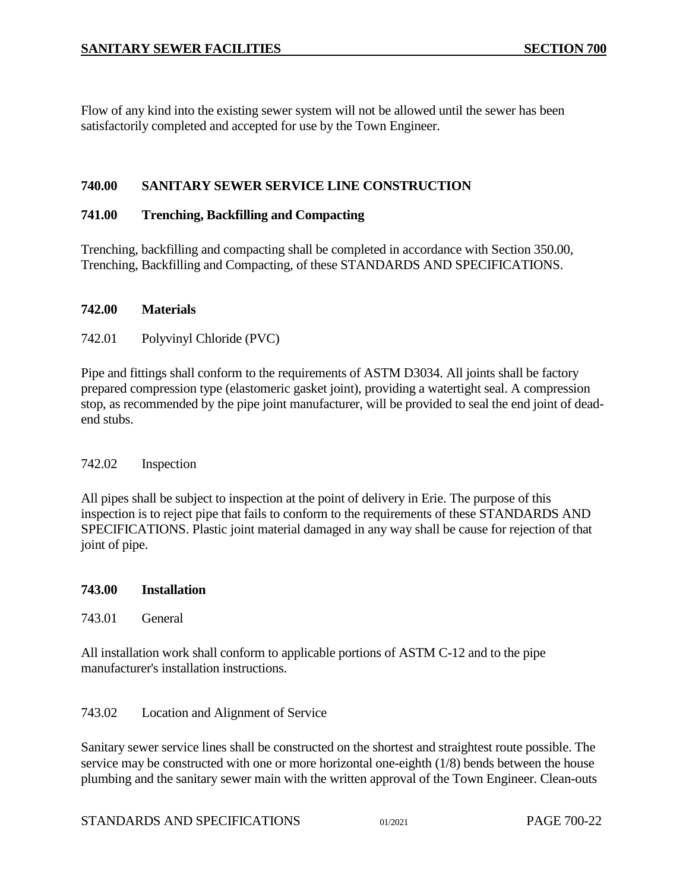Flow of any kind into the existing sewer system will not be allowed until the sewer has been satisfactorily completed and accepted for use by the Town Engineer.

## 740.00 SANITARY SEWER SERVICE LINE CONSTRUCTION

### 741.00 Trenching, Backfilling and Compacting

Trenching, backfilling and compacting shall be completed in accordance with Section 350.00, Trenching, Backfilling and Compacting, of these STANDARDS AND SPECIFICATIONS.

### 742.00 Materials

742.01 Polyvinyl Chloride (PVC)

Pipe and fittings shall conform to the requirements of ASTM D3034. All joints shall be factory prepared compression type (elastomeric gasket joint), providing a watertight seal. A compression stop, as recommended by the pipe joint manufacturer, will be provided to seal the end joint of dead-end stubs.

742.02 Inspection

All pipes shall be subject to inspection at the point of delivery in Erie. The purpose of this inspection is to reject pipe that fails to conform to the requirements of these STANDARDS AND SPECIFICATIONS. Plastic joint material damaged in any way shall be cause for rejection of that joint of pipe.

### 743.00 Installation

743.01 General

All installation work shall conform to applicable portions of ASTM C-12 and to the pipe manufacturer's installation instructions.

743.02 Location and Alignment of Service

Sanitary sewer service lines shall be constructed on the shortest and straightest route possible. The service may be constructed with one or more horizontal one-eighth (1/8) bends between the house plumbing and the sanitary sewer main with the written approval of the Town Engineer. Clean-outs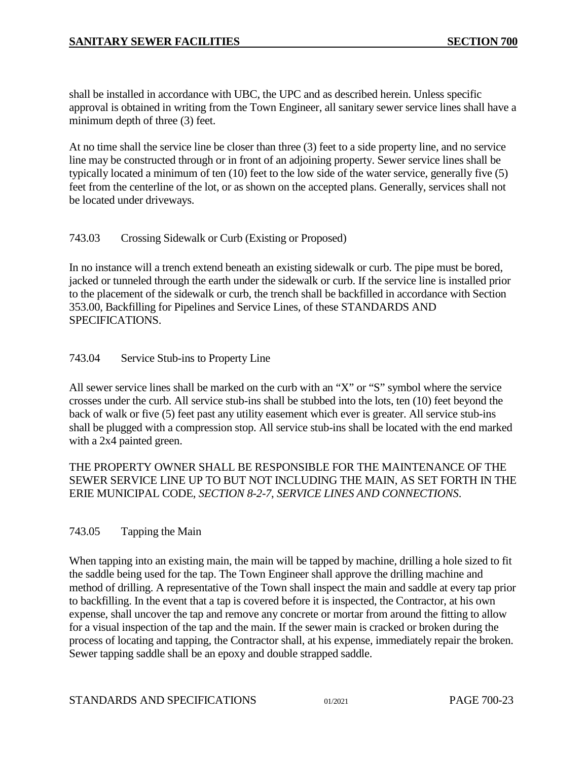shall be installed in accordance with UBC, the UPC and as described herein. Unless specific approval is obtained in writing from the Town Engineer, all sanitary sewer service lines shall have a minimum depth of three (3) feet.

At no time shall the service line be closer than three (3) feet to a side property line, and no service line may be constructed through or in front of an adjoining property. Sewer service lines shall be typically located a minimum of ten (10) feet to the low side of the water service, generally five (5) feet from the centerline of the lot, or as shown on the accepted plans. Generally, services shall not be located under driveways.

### 743.03 Crossing Sidewalk or Curb (Existing or Proposed)

In no instance will a trench extend beneath an existing sidewalk or curb. The pipe must be bored, jacked or tunneled through the earth under the sidewalk or curb. If the service line is installed prior to the placement of the sidewalk or curb, the trench shall be backfilled in accordance with Section 353.00, Backfilling for Pipelines and Service Lines, of these STANDARDS AND SPECIFICATIONS.

### 743.04 Service Stub-ins to Property Line

All sewer service lines shall be marked on the curb with an "X" or "S" symbol where the service crosses under the curb. All service stub-ins shall be stubbed into the lots, ten (10) feet beyond the back of walk or five (5) feet past any utility easement which ever is greater. All service stub-ins shall be plugged with a compression stop. All service stub-ins shall be located with the end marked with a 2x4 painted green.

THE PROPERTY OWNER SHALL BE RESPONSIBLE FOR THE MAINTENANCE OF THE SEWER SERVICE LINE UP TO BUT NOT INCLUDING THE MAIN, AS SET FORTH IN THE ERIE MUNICIPAL CODE, *SECTION 8-2-7*, *SERVICE LINES AND CONNECTIONS*.

### 743.05 Tapping the Main

When tapping into an existing main, the main will be tapped by machine, drilling a hole sized to fit the saddle being used for the tap. The Town Engineer shall approve the drilling machine and method of drilling. A representative of the Town shall inspect the main and saddle at every tap prior to backfilling. In the event that a tap is covered before it is inspected, the Contractor, at his own expense, shall uncover the tap and remove any concrete or mortar from around the fitting to allow for a visual inspection of the tap and the main. If the sewer main is cracked or broken during the process of locating and tapping, the Contractor shall, at his expense, immediately repair the broken. Sewer tapping saddle shall be an epoxy and double strapped saddle.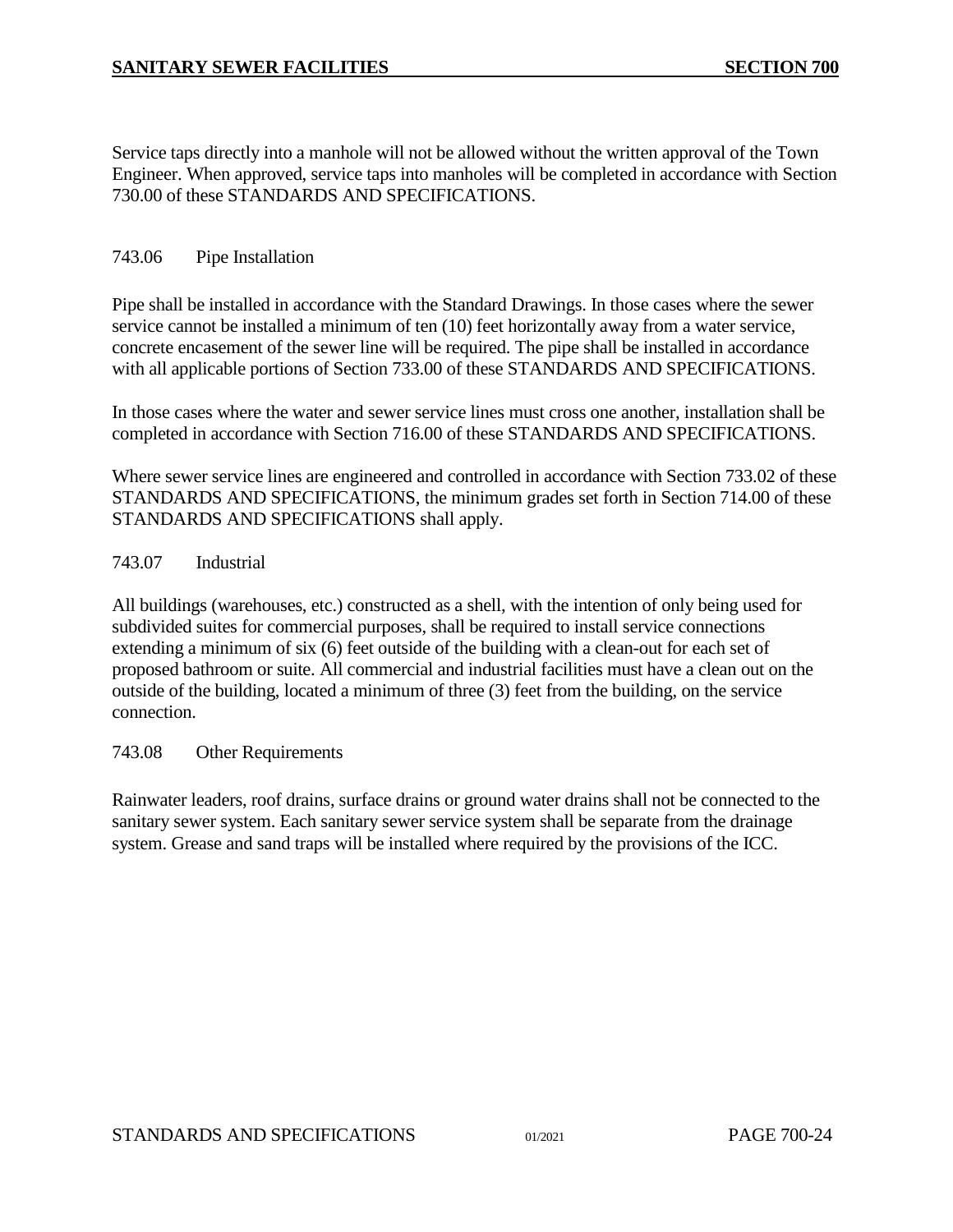Service taps directly into a manhole will not be allowed without the written approval of the Town Engineer. When approved, service taps into manholes will be completed in accordance with Section 730.00 of these STANDARDS AND SPECIFICATIONS.

### 743.06 Pipe Installation

Pipe shall be installed in accordance with the Standard Drawings. In those cases where the sewer service cannot be installed a minimum of ten (10) feet horizontally away from a water service, concrete encasement of the sewer line will be required. The pipe shall be installed in accordance with all applicable portions of Section 733.00 of these STANDARDS AND SPECIFICATIONS.

In those cases where the water and sewer service lines must cross one another, installation shall be completed in accordance with Section 716.00 of these STANDARDS AND SPECIFICATIONS.

Where sewer service lines are engineered and controlled in accordance with Section 733.02 of these STANDARDS AND SPECIFICATIONS, the minimum grades set forth in Section 714.00 of these STANDARDS AND SPECIFICATIONS shall apply.

### 743.07 Industrial

All buildings (warehouses, etc.) constructed as a shell, with the intention of only being used for subdivided suites for commercial purposes, shall be required to install service connections extending a minimum of six (6) feet outside of the building with a clean-out for each set of proposed bathroom or suite. All commercial and industrial facilities must have a clean out on the outside of the building, located a minimum of three (3) feet from the building, on the service connection.

### 743.08 Other Requirements

Rainwater leaders, roof drains, surface drains or ground water drains shall not be connected to the sanitary sewer system. Each sanitary sewer service system shall be separate from the drainage system. Grease and sand traps will be installed where required by the provisions of the ICC.